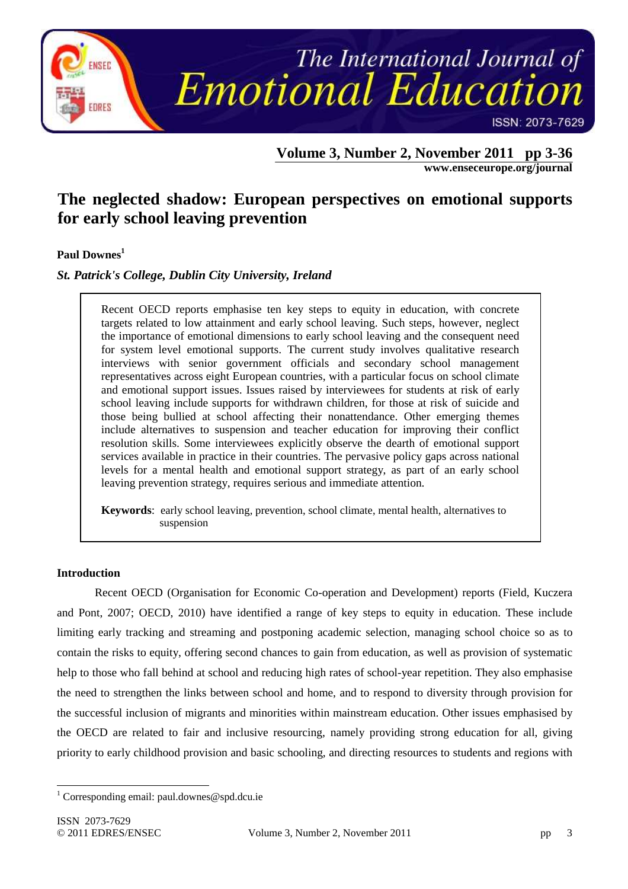# The neglected shadow: European perspectives on emotional supports for early school leaving prevention

**Paul Downes**[1]

***St. Patrick's College, Dublin City University, Ireland***

> Recent OECD reports emphasise ten key steps to equity in education, with concrete targets related to low attainment and early school leaving. Such steps, however, neglect the importance of emotional dimensions to early school leaving and the consequent need for system level emotional supports. The current study involves qualitative research interviews with senior government officials and secondary school management representatives across eight European countries, with a particular focus on school climate and emotional support issues. Issues raised by interviewees for students at risk of early school leaving include supports for withdrawn children, for those at risk of suicide and those being bullied at school affecting their nonattendance. Other emerging themes include alternatives to suspension and teacher education for improving their conflict resolution skills. Some interviewees explicitly observe the dearth of emotional support services available in practice in their countries. The pervasive policy gaps across national levels for a mental health and emotional support strategy, as part of an early school leaving prevention strategy, requires serious and immediate attention.
>
> **Keywords**: early school leaving, prevention, school climate, mental health, alternatives to suspension

## Introduction

Recent OECD (Organisation for Economic Co-operation and Development) reports (Field, Kuczera and Pont, 2007; OECD, 2010) have identified a range of key steps to equity in education. These include limiting early tracking and streaming and postponing academic selection, managing school choice so as to contain the risks to equity, offering second chances to gain from education, as well as provision of systematic help to those who fall behind at school and reducing high rates of school-year repetition. They also emphasise the need to strengthen the links between school and home, and to respond to diversity through provision for the successful inclusion of migrants and minorities within mainstream education. Other issues emphasised by the OECD are related to fair and inclusive resourcing, namely providing strong education for all, giving priority to early childhood provision and basic schooling, and directing resources to students and regions with

[1] Corresponding email: paul.downes@spd.dcu.ie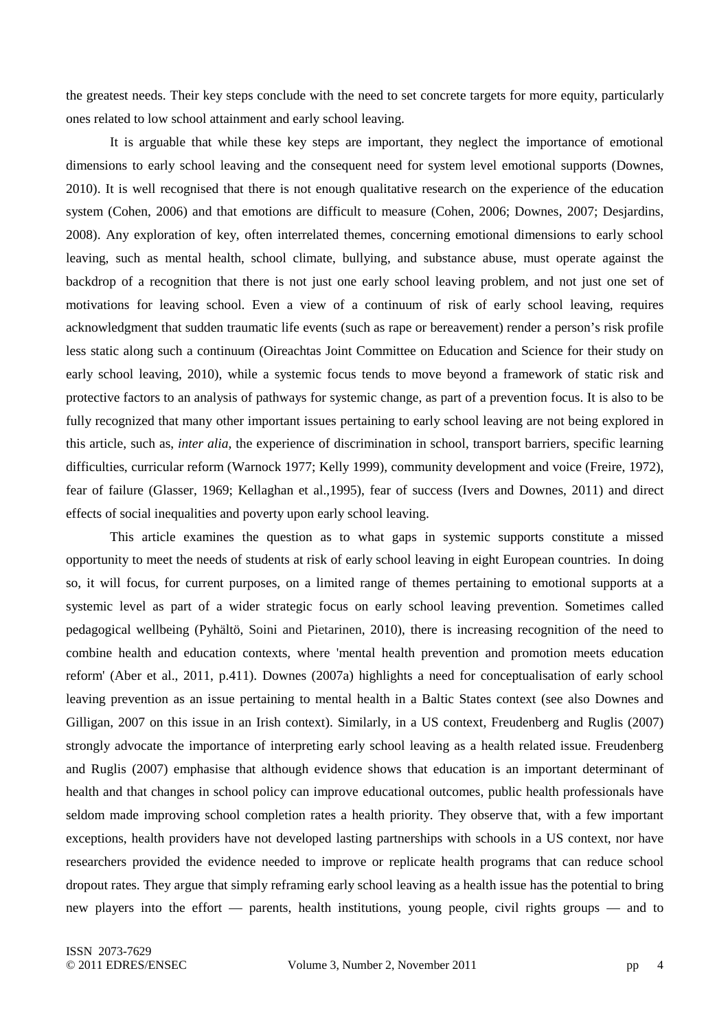the greatest needs. Their key steps conclude with the need to set concrete targets for more equity, particularly ones related to low school attainment and early school leaving.

It is arguable that while these key steps are important, they neglect the importance of emotional dimensions to early school leaving and the consequent need for system level emotional supports (Downes, 2010). It is well recognised that there is not enough qualitative research on the experience of the education system (Cohen, 2006) and that emotions are difficult to measure (Cohen, 2006; Downes, 2007; Desjardins, 2008). Any exploration of key, often interrelated themes, concerning emotional dimensions to early school leaving, such as mental health, school climate, bullying, and substance abuse, must operate against the backdrop of a recognition that there is not just one early school leaving problem, and not just one set of motivations for leaving school. Even a view of a continuum of risk of early school leaving, requires acknowledgment that sudden traumatic life events (such as rape or bereavement) render a person's risk profile less static along such a continuum (Oireachtas Joint Committee on Education and Science for their study on early school leaving, 2010), while a systemic focus tends to move beyond a framework of static risk and protective factors to an analysis of pathways for systemic change, as part of a prevention focus. It is also to be fully recognized that many other important issues pertaining to early school leaving are not being explored in this article, such as, *inter alia*, the experience of discrimination in school, transport barriers, specific learning difficulties, curricular reform (Warnock 1977; Kelly 1999), community development and voice (Freire, 1972), fear of failure (Glasser, 1969; Kellaghan et al.,1995), fear of success (Ivers and Downes, 2011) and direct effects of social inequalities and poverty upon early school leaving.

This article examines the question as to what gaps in systemic supports constitute a missed opportunity to meet the needs of students at risk of early school leaving in eight European countries. In doing so, it will focus, for current purposes, on a limited range of themes pertaining to emotional supports at a systemic level as part of a wider strategic focus on early school leaving prevention. Sometimes called pedagogical wellbeing (Pyhältö, Soini and Pietarinen, 2010), there is increasing recognition of the need to combine health and education contexts, where 'mental health prevention and promotion meets education reform' (Aber et al., 2011, p.411). Downes (2007a) highlights a need for conceptualisation of early school leaving prevention as an issue pertaining to mental health in a Baltic States context (see also Downes and Gilligan, 2007 on this issue in an Irish context). Similarly, in a US context, Freudenberg and Ruglis (2007) strongly advocate the importance of interpreting early school leaving as a health related issue. Freudenberg and Ruglis (2007) emphasise that although evidence shows that education is an important determinant of health and that changes in school policy can improve educational outcomes, public health professionals have seldom made improving school completion rates a health priority. They observe that, with a few important exceptions, health providers have not developed lasting partnerships with schools in a US context, nor have researchers provided the evidence needed to improve or replicate health programs that can reduce school dropout rates. They argue that simply reframing early school leaving as a health issue has the potential to bring new players into the effort — parents, health institutions, young people, civil rights groups — and to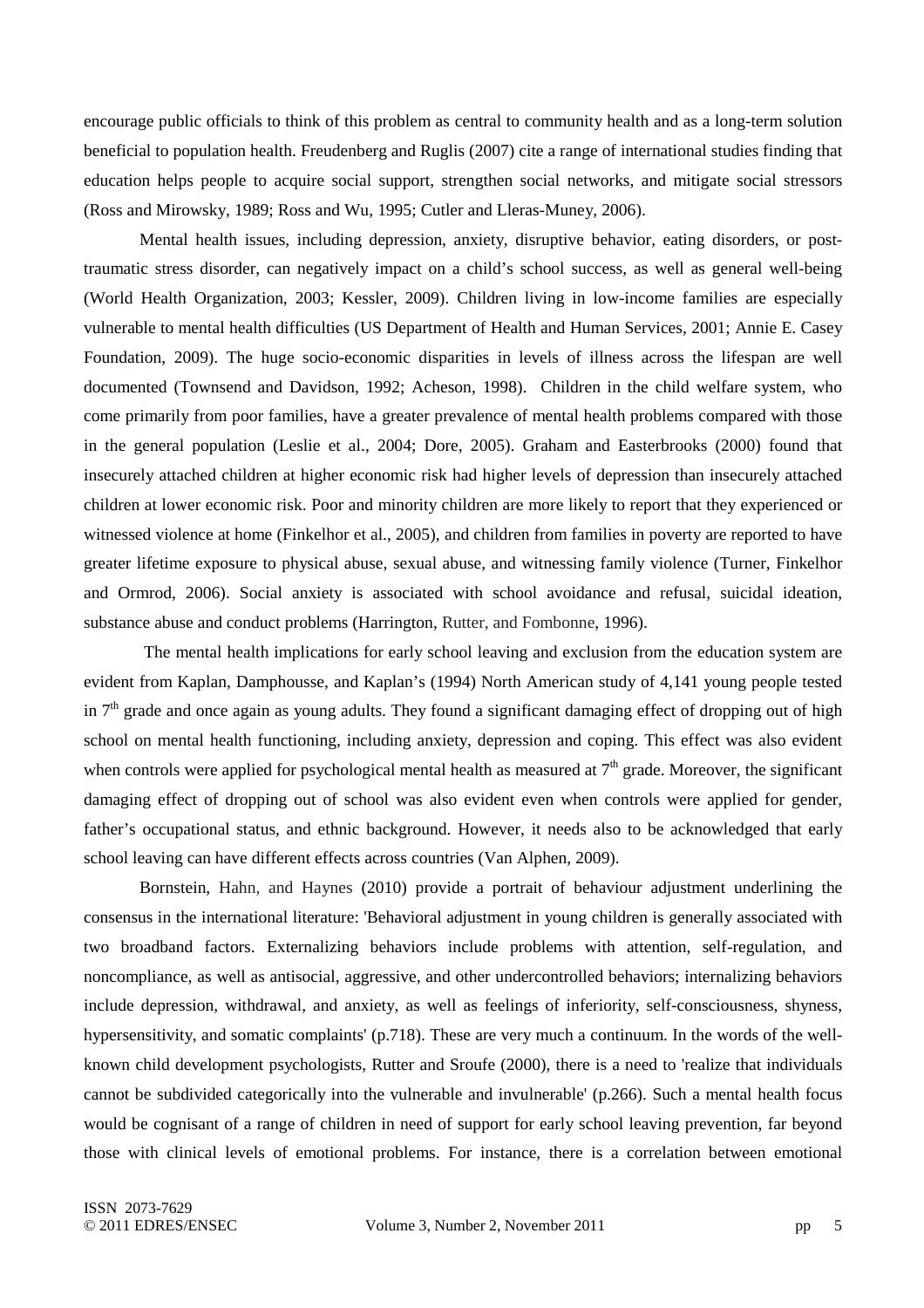encourage public officials to think of this problem as central to community health and as a long-term solution beneficial to population health. Freudenberg and Ruglis (2007) cite a range of international studies finding that education helps people to acquire social support, strengthen social networks, and mitigate social stressors (Ross and Mirowsky, 1989; Ross and Wu, 1995; Cutler and Lleras-Muney, 2006).

Mental health issues, including depression, anxiety, disruptive behavior, eating disorders, or post-traumatic stress disorder, can negatively impact on a child's school success, as well as general well-being (World Health Organization, 2003; Kessler, 2009). Children living in low-income families are especially vulnerable to mental health difficulties (US Department of Health and Human Services, 2001; Annie E. Casey Foundation, 2009). The huge socio-economic disparities in levels of illness across the lifespan are well documented (Townsend and Davidson, 1992; Acheson, 1998). Children in the child welfare system, who come primarily from poor families, have a greater prevalence of mental health problems compared with those in the general population (Leslie et al., 2004; Dore, 2005). Graham and Easterbrooks (2000) found that insecurely attached children at higher economic risk had higher levels of depression than insecurely attached children at lower economic risk. Poor and minority children are more likely to report that they experienced or witnessed violence at home (Finkelhor et al., 2005), and children from families in poverty are reported to have greater lifetime exposure to physical abuse, sexual abuse, and witnessing family violence (Turner, Finkelhor and Ormrod, 2006). Social anxiety is associated with school avoidance and refusal, suicidal ideation, substance abuse and conduct problems (Harrington, Rutter, and Fombonne, 1996).

The mental health implications for early school leaving and exclusion from the education system are evident from Kaplan, Damphousse, and Kaplan's (1994) North American study of 4,141 young people tested in 7th grade and once again as young adults. They found a significant damaging effect of dropping out of high school on mental health functioning, including anxiety, depression and coping. This effect was also evident when controls were applied for psychological mental health as measured at 7th grade. Moreover, the significant damaging effect of dropping out of school was also evident even when controls were applied for gender, father's occupational status, and ethnic background. However, it needs also to be acknowledged that early school leaving can have different effects across countries (Van Alphen, 2009).

Bornstein, Hahn, and Haynes (2010) provide a portrait of behaviour adjustment underlining the consensus in the international literature: 'Behavioral adjustment in young children is generally associated with two broadband factors. Externalizing behaviors include problems with attention, self-regulation, and noncompliance, as well as antisocial, aggressive, and other undercontrolled behaviors; internalizing behaviors include depression, withdrawal, and anxiety, as well as feelings of inferiority, self-consciousness, shyness, hypersensitivity, and somatic complaints' (p.718). These are very much a continuum. In the words of the well-known child development psychologists, Rutter and Sroufe (2000), there is a need to 'realize that individuals cannot be subdivided categorically into the vulnerable and invulnerable' (p.266). Such a mental health focus would be cognisant of a range of children in need of support for early school leaving prevention, far beyond those with clinical levels of emotional problems. For instance, there is a correlation between emotional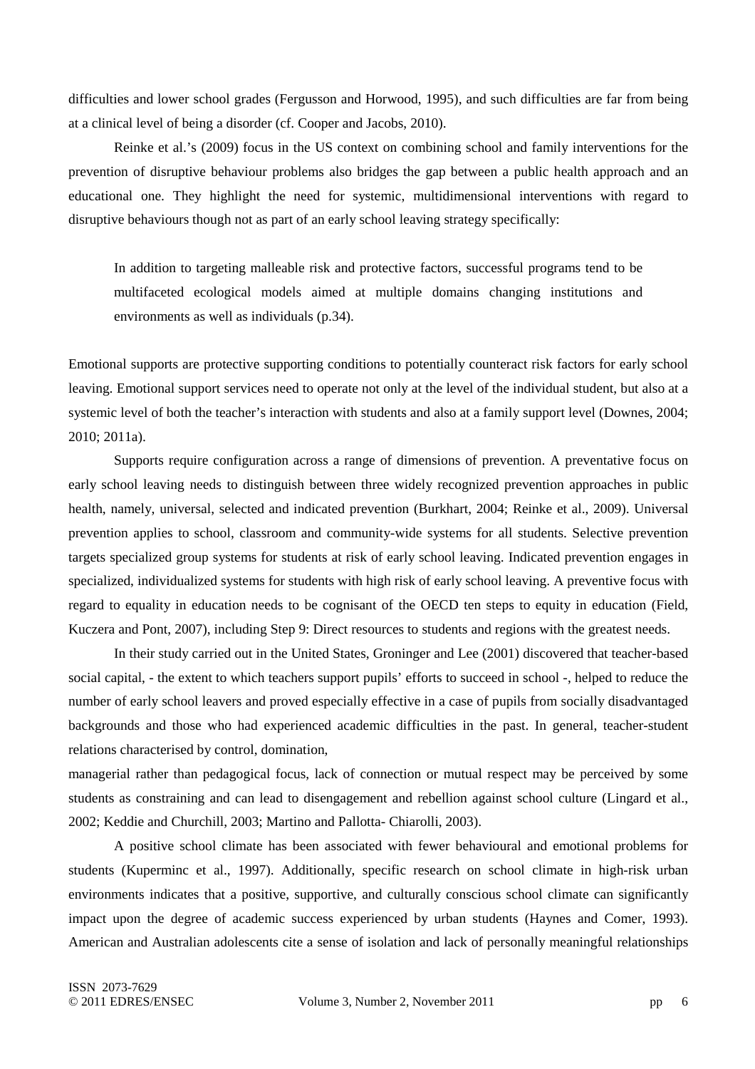difficulties and lower school grades (Fergusson and Horwood, 1995), and such difficulties are far from being at a clinical level of being a disorder (cf. Cooper and Jacobs, 2010).

Reinke et al.'s (2009) focus in the US context on combining school and family interventions for the prevention of disruptive behaviour problems also bridges the gap between a public health approach and an educational one. They highlight the need for systemic, multidimensional interventions with regard to disruptive behaviours though not as part of an early school leaving strategy specifically:

> In addition to targeting malleable risk and protective factors, successful programs tend to be multifaceted ecological models aimed at multiple domains changing institutions and environments as well as individuals (p.34).

Emotional supports are protective supporting conditions to potentially counteract risk factors for early school leaving. Emotional support services need to operate not only at the level of the individual student, but also at a systemic level of both the teacher's interaction with students and also at a family support level (Downes, 2004; 2010; 2011a).

Supports require configuration across a range of dimensions of prevention. A preventative focus on early school leaving needs to distinguish between three widely recognized prevention approaches in public health, namely, universal, selected and indicated prevention (Burkhart, 2004; Reinke et al., 2009). Universal prevention applies to school, classroom and community-wide systems for all students. Selective prevention targets specialized group systems for students at risk of early school leaving. Indicated prevention engages in specialized, individualized systems for students with high risk of early school leaving. A preventive focus with regard to equality in education needs to be cognisant of the OECD ten steps to equity in education (Field, Kuczera and Pont, 2007), including Step 9: Direct resources to students and regions with the greatest needs.

In their study carried out in the United States, Groninger and Lee (2001) discovered that teacher-based social capital, - the extent to which teachers support pupils' efforts to succeed in school -, helped to reduce the number of early school leavers and proved especially effective in a case of pupils from socially disadvantaged backgrounds and those who had experienced academic difficulties in the past. In general, teacher-student relations characterised by control, domination, managerial rather than pedagogical focus, lack of connection or mutual respect may be perceived by some students as constraining and can lead to disengagement and rebellion against school culture (Lingard et al., 2002; Keddie and Churchill, 2003; Martino and Pallotta- Chiarolli, 2003).

A positive school climate has been associated with fewer behavioural and emotional problems for students (Kuperminc et al., 1997). Additionally, specific research on school climate in high-risk urban environments indicates that a positive, supportive, and culturally conscious school climate can significantly impact upon the degree of academic success experienced by urban students (Haynes and Comer, 1993). American and Australian adolescents cite a sense of isolation and lack of personally meaningful relationships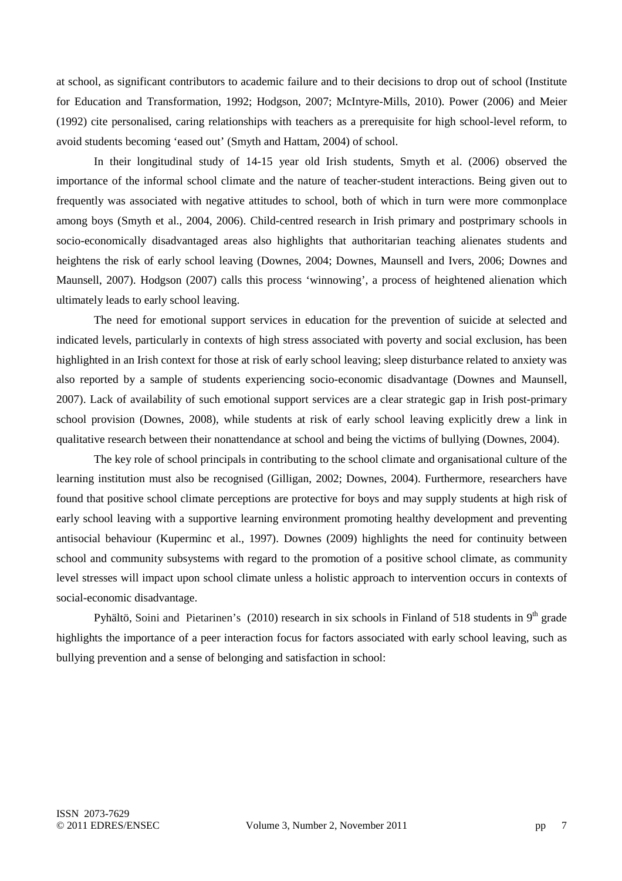at school, as significant contributors to academic failure and to their decisions to drop out of school (Institute for Education and Transformation, 1992; Hodgson, 2007; McIntyre-Mills, 2010). Power (2006) and Meier (1992) cite personalised, caring relationships with teachers as a prerequisite for high school-level reform, to avoid students becoming 'eased out' (Smyth and Hattam, 2004) of school.

In their longitudinal study of 14-15 year old Irish students, Smyth et al. (2006) observed the importance of the informal school climate and the nature of teacher-student interactions. Being given out to frequently was associated with negative attitudes to school, both of which in turn were more commonplace among boys (Smyth et al., 2004, 2006). Child-centred research in Irish primary and postprimary schools in socio-economically disadvantaged areas also highlights that authoritarian teaching alienates students and heightens the risk of early school leaving (Downes, 2004; Downes, Maunsell and Ivers, 2006; Downes and Maunsell, 2007). Hodgson (2007) calls this process 'winnowing', a process of heightened alienation which ultimately leads to early school leaving.

The need for emotional support services in education for the prevention of suicide at selected and indicated levels, particularly in contexts of high stress associated with poverty and social exclusion, has been highlighted in an Irish context for those at risk of early school leaving; sleep disturbance related to anxiety was also reported by a sample of students experiencing socio-economic disadvantage (Downes and Maunsell, 2007). Lack of availability of such emotional support services are a clear strategic gap in Irish post-primary school provision (Downes, 2008), while students at risk of early school leaving explicitly drew a link in qualitative research between their nonattendance at school and being the victims of bullying (Downes, 2004).

The key role of school principals in contributing to the school climate and organisational culture of the learning institution must also be recognised (Gilligan, 2002; Downes, 2004). Furthermore, researchers have found that positive school climate perceptions are protective for boys and may supply students at high risk of early school leaving with a supportive learning environment promoting healthy development and preventing antisocial behaviour (Kuperminc et al., 1997). Downes (2009) highlights the need for continuity between school and community subsystems with regard to the promotion of a positive school climate, as community level stresses will impact upon school climate unless a holistic approach to intervention occurs in contexts of social-economic disadvantage.

Pyhältö, Soini and Pietarinen's (2010) research in six schools in Finland of 518 students in 9th grade highlights the importance of a peer interaction focus for factors associated with early school leaving, such as bullying prevention and a sense of belonging and satisfaction in school: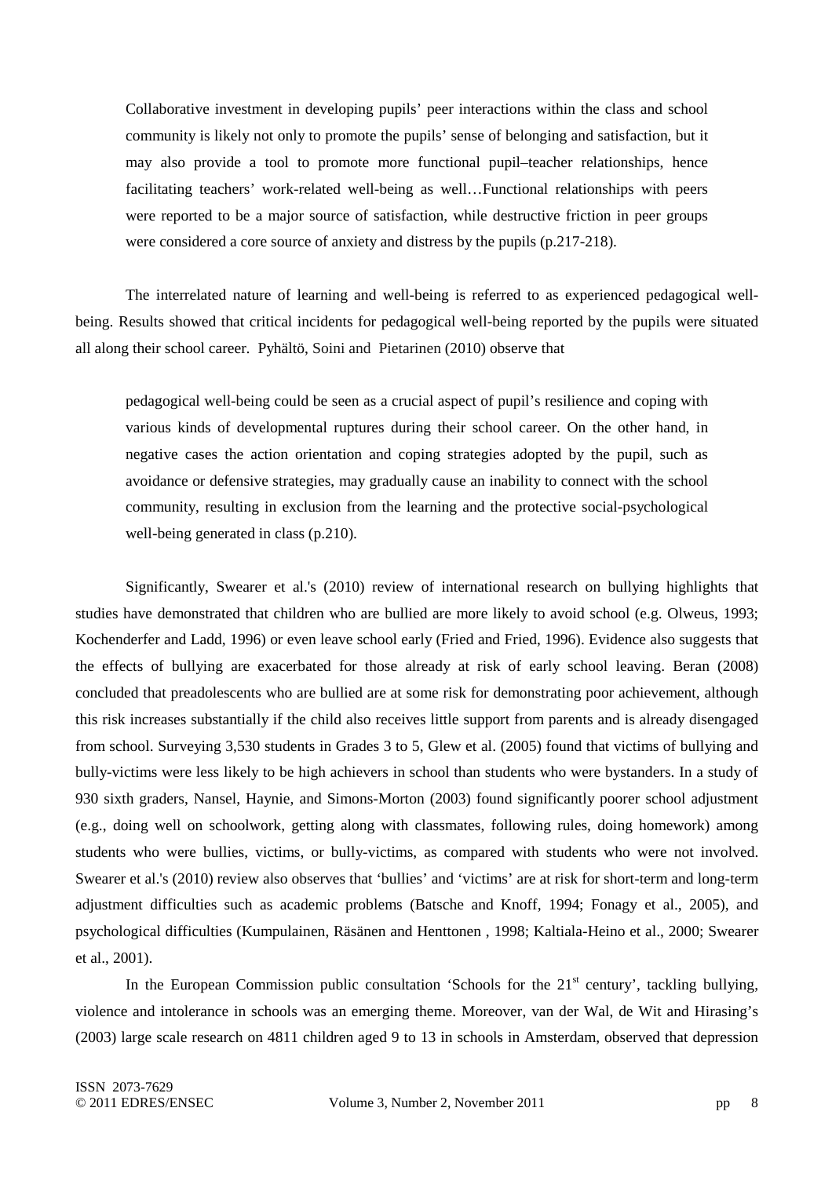> Collaborative investment in developing pupils' peer interactions within the class and school community is likely not only to promote the pupils' sense of belonging and satisfaction, but it may also provide a tool to promote more functional pupil–teacher relationships, hence facilitating teachers' work-related well-being as well…Functional relationships with peers were reported to be a major source of satisfaction, while destructive friction in peer groups were considered a core source of anxiety and distress by the pupils (p.217-218).

The interrelated nature of learning and well-being is referred to as experienced pedagogical well-being. Results showed that critical incidents for pedagogical well-being reported by the pupils were situated all along their school career. Pyhältö, Soini and Pietarinen (2010) observe that

> pedagogical well-being could be seen as a crucial aspect of pupil's resilience and coping with various kinds of developmental ruptures during their school career. On the other hand, in negative cases the action orientation and coping strategies adopted by the pupil, such as avoidance or defensive strategies, may gradually cause an inability to connect with the school community, resulting in exclusion from the learning and the protective social-psychological well-being generated in class (p.210).

Significantly, Swearer et al.'s (2010) review of international research on bullying highlights that studies have demonstrated that children who are bullied are more likely to avoid school (e.g. Olweus, 1993; Kochenderfer and Ladd, 1996) or even leave school early (Fried and Fried, 1996). Evidence also suggests that the effects of bullying are exacerbated for those already at risk of early school leaving. Beran (2008) concluded that preadolescents who are bullied are at some risk for demonstrating poor achievement, although this risk increases substantially if the child also receives little support from parents and is already disengaged from school. Surveying 3,530 students in Grades 3 to 5, Glew et al. (2005) found that victims of bullying and bully-victims were less likely to be high achievers in school than students who were bystanders. In a study of 930 sixth graders, Nansel, Haynie, and Simons-Morton (2003) found significantly poorer school adjustment (e.g., doing well on schoolwork, getting along with classmates, following rules, doing homework) among students who were bullies, victims, or bully-victims, as compared with students who were not involved. Swearer et al.'s (2010) review also observes that 'bullies' and 'victims' are at risk for short-term and long-term adjustment difficulties such as academic problems (Batsche and Knoff, 1994; Fonagy et al., 2005), and psychological difficulties (Kumpulainen, Räsänen and Henttonen , 1998; Kaltiala-Heino et al., 2000; Swearer et al., 2001).

In the European Commission public consultation 'Schools for the 21st century', tackling bullying, violence and intolerance in schools was an emerging theme. Moreover, van der Wal, de Wit and Hirasing's (2003) large scale research on 4811 children aged 9 to 13 in schools in Amsterdam, observed that depression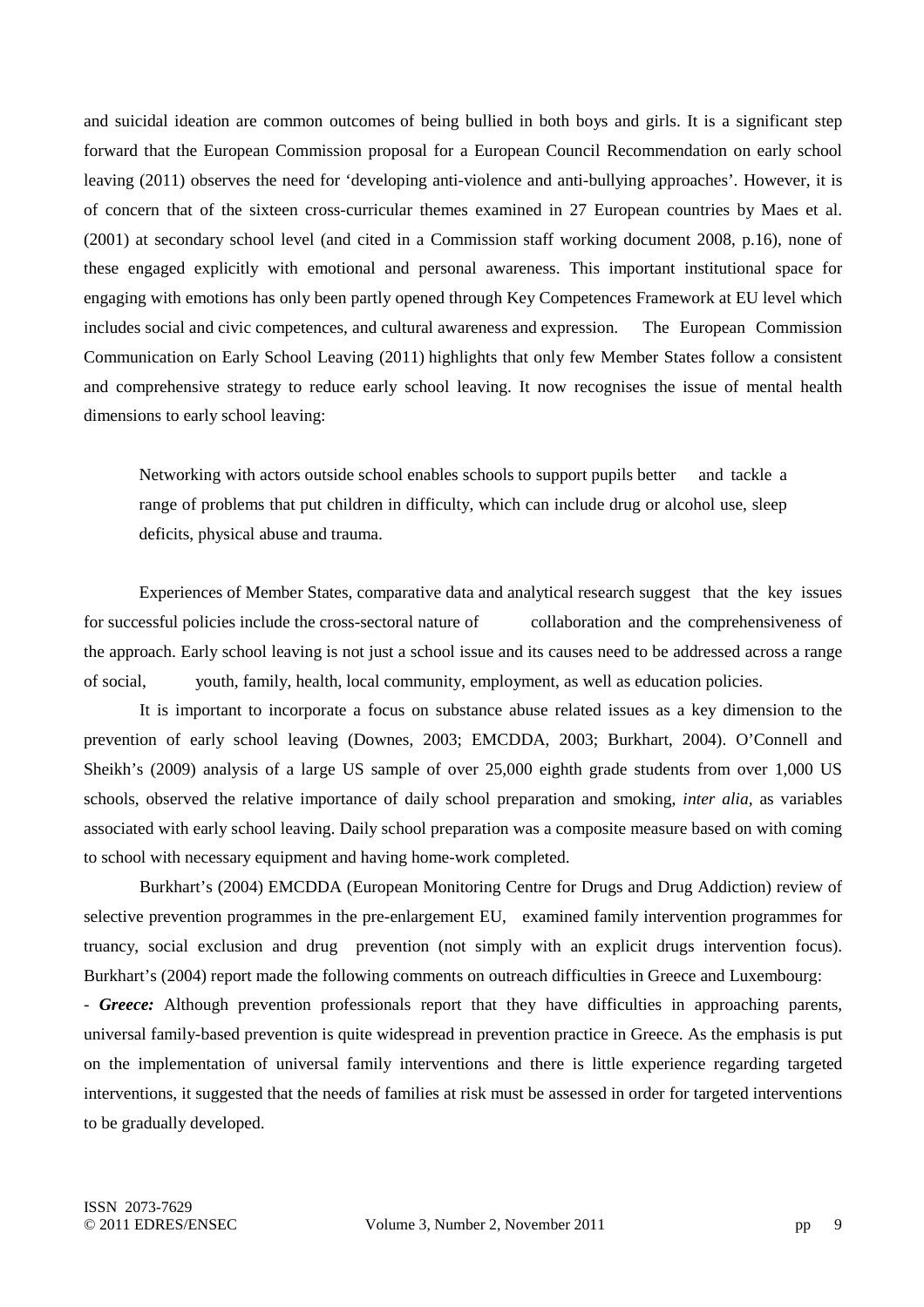and suicidal ideation are common outcomes of being bullied in both boys and girls. It is a significant step forward that the European Commission proposal for a European Council Recommendation on early school leaving (2011) observes the need for 'developing anti-violence and anti-bullying approaches'. However, it is of concern that of the sixteen cross-curricular themes examined in 27 European countries by Maes et al. (2001) at secondary school level (and cited in a Commission staff working document 2008, p.16), none of these engaged explicitly with emotional and personal awareness. This important institutional space for engaging with emotions has only been partly opened through Key Competences Framework at EU level which includes social and civic competences, and cultural awareness and expression. The European Commission Communication on Early School Leaving (2011) highlights that only few Member States follow a consistent and comprehensive strategy to reduce early school leaving. It now recognises the issue of mental health dimensions to early school leaving:

> Networking with actors outside school enables schools to support pupils better and tackle a range of problems that put children in difficulty, which can include drug or alcohol use, sleep deficits, physical abuse and trauma.

Experiences of Member States, comparative data and analytical research suggest that the key issues for successful policies include the cross-sectoral nature of collaboration and the comprehensiveness of the approach. Early school leaving is not just a school issue and its causes need to be addressed across a range of social, youth, family, health, local community, employment, as well as education policies.

It is important to incorporate a focus on substance abuse related issues as a key dimension to the prevention of early school leaving (Downes, 2003; EMCDDA, 2003; Burkhart, 2004). O'Connell and Sheikh's (2009) analysis of a large US sample of over 25,000 eighth grade students from over 1,000 US schools, observed the relative importance of daily school preparation and smoking, *inter alia*, as variables associated with early school leaving. Daily school preparation was a composite measure based on with coming to school with necessary equipment and having home-work completed.

Burkhart's (2004) EMCDDA (European Monitoring Centre for Drugs and Drug Addiction) review of selective prevention programmes in the pre-enlargement EU, examined family intervention programmes for truancy, social exclusion and drug prevention (not simply with an explicit drugs intervention focus). Burkhart's (2004) report made the following comments on outreach difficulties in Greece and Luxembourg:

- ***Greece:*** Although prevention professionals report that they have difficulties in approaching parents, universal family-based prevention is quite widespread in prevention practice in Greece. As the emphasis is put on the implementation of universal family interventions and there is little experience regarding targeted interventions, it suggested that the needs of families at risk must be assessed in order for targeted interventions to be gradually developed.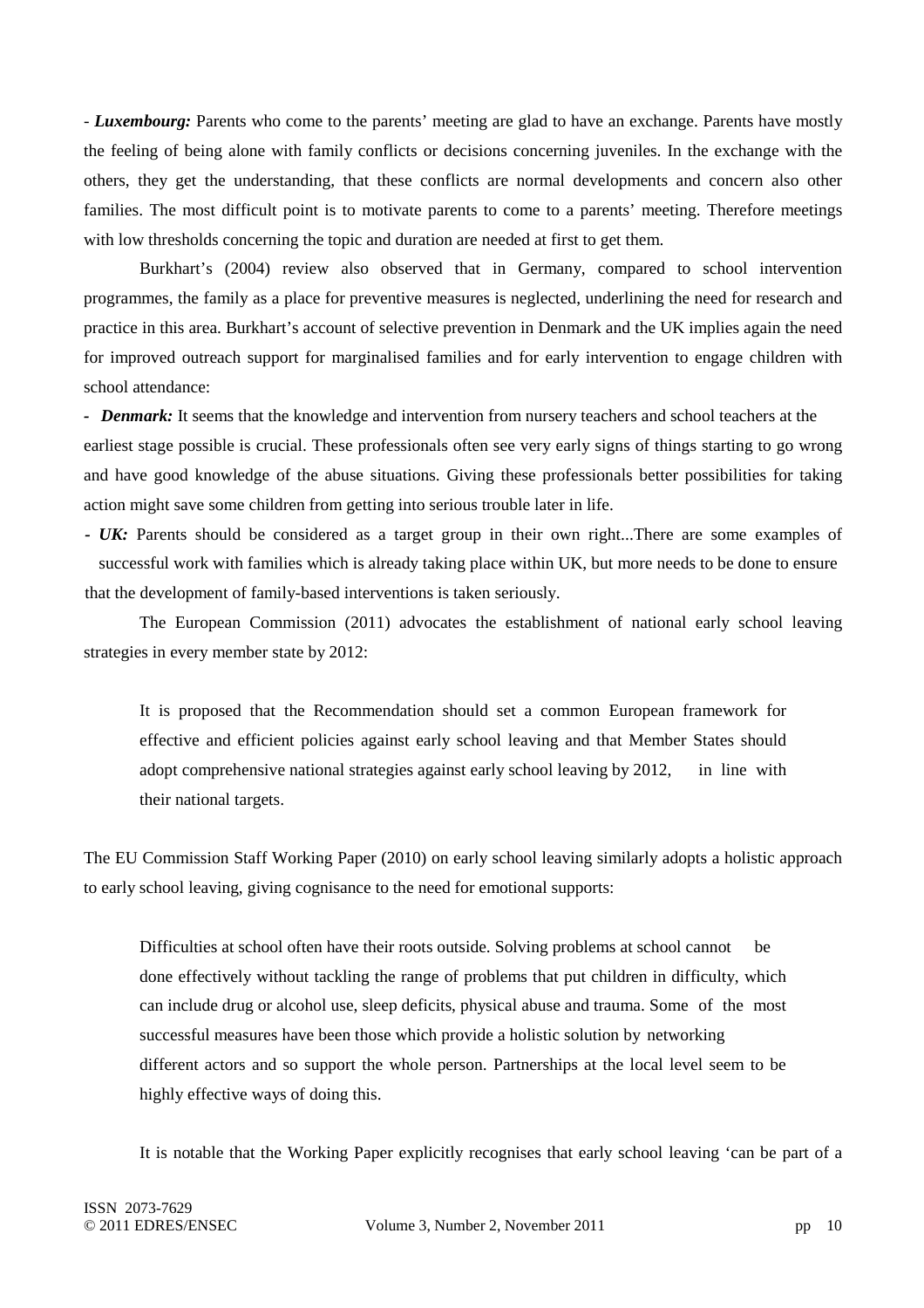- ***Luxembourg:*** Parents who come to the parents' meeting are glad to have an exchange. Parents have mostly the feeling of being alone with family conflicts or decisions concerning juveniles. In the exchange with the others, they get the understanding, that these conflicts are normal developments and concern also other families. The most difficult point is to motivate parents to come to a parents' meeting. Therefore meetings with low thresholds concerning the topic and duration are needed at first to get them.

Burkhart's (2004) review also observed that in Germany, compared to school intervention programmes, the family as a place for preventive measures is neglected, underlining the need for research and practice in this area. Burkhart's account of selective prevention in Denmark and the UK implies again the need for improved outreach support for marginalised families and for early intervention to engage children with school attendance:

- ***Denmark:*** It seems that the knowledge and intervention from nursery teachers and school teachers at the earliest stage possible is crucial. These professionals often see very early signs of things starting to go wrong and have good knowledge of the abuse situations. Giving these professionals better possibilities for taking action might save some children from getting into serious trouble later in life.
- ***UK:*** Parents should be considered as a target group in their own right...There are some examples of successful work with families which is already taking place within UK, but more needs to be done to ensure that the development of family-based interventions is taken seriously.

The European Commission (2011) advocates the establishment of national early school leaving strategies in every member state by 2012:

> It is proposed that the Recommendation should set a common European framework for effective and efficient policies against early school leaving and that Member States should adopt comprehensive national strategies against early school leaving by 2012, in line with their national targets.

The EU Commission Staff Working Paper (2010) on early school leaving similarly adopts a holistic approach to early school leaving, giving cognisance to the need for emotional supports:

> Difficulties at school often have their roots outside. Solving problems at school cannot be done effectively without tackling the range of problems that put children in difficulty, which can include drug or alcohol use, sleep deficits, physical abuse and trauma. Some of the most successful measures have been those which provide a holistic solution by networking different actors and so support the whole person. Partnerships at the local level seem to be highly effective ways of doing this.

It is notable that the Working Paper explicitly recognises that early school leaving 'can be part of a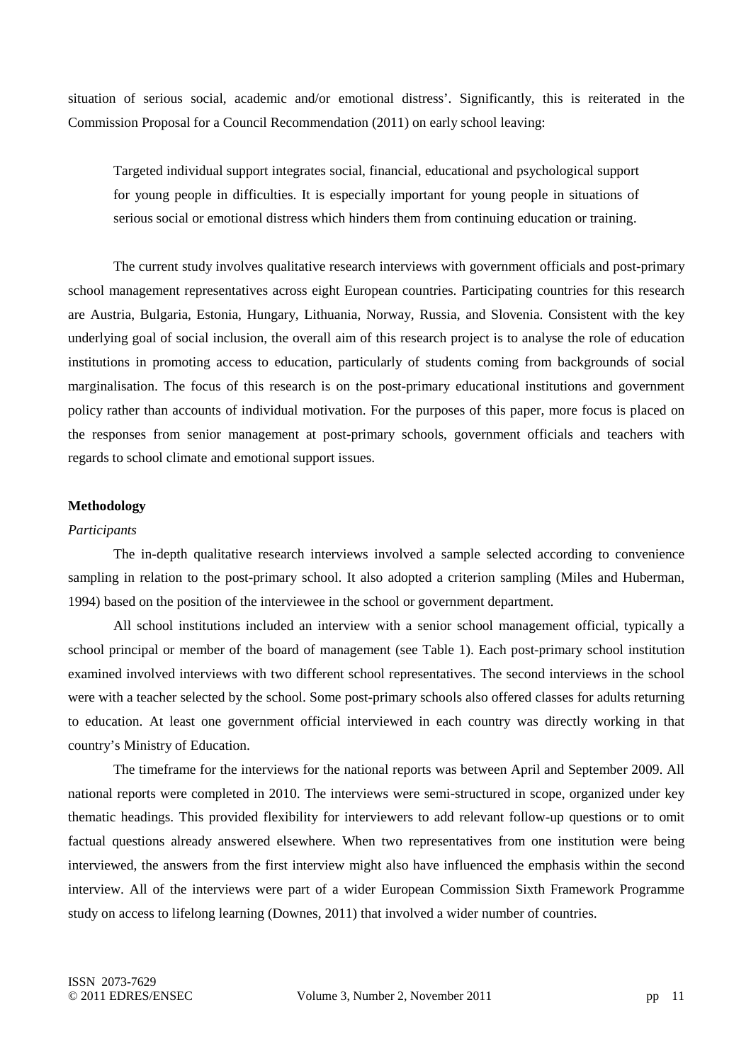situation of serious social, academic and/or emotional distress'. Significantly, this is reiterated in the Commission Proposal for a Council Recommendation (2011) on early school leaving:

> Targeted individual support integrates social, financial, educational and psychological support for young people in difficulties. It is especially important for young people in situations of serious social or emotional distress which hinders them from continuing education or training.

The current study involves qualitative research interviews with government officials and post-primary school management representatives across eight European countries. Participating countries for this research are Austria, Bulgaria, Estonia, Hungary, Lithuania, Norway, Russia, and Slovenia. Consistent with the key underlying goal of social inclusion, the overall aim of this research project is to analyse the role of education institutions in promoting access to education, particularly of students coming from backgrounds of social marginalisation. The focus of this research is on the post-primary educational institutions and government policy rather than accounts of individual motivation. For the purposes of this paper, more focus is placed on the responses from senior management at post-primary schools, government officials and teachers with regards to school climate and emotional support issues.

**Methodology**

*Participants*

The in-depth qualitative research interviews involved a sample selected according to convenience sampling in relation to the post-primary school. It also adopted a criterion sampling (Miles and Huberman, 1994) based on the position of the interviewee in the school or government department.

All school institutions included an interview with a senior school management official, typically a school principal or member of the board of management (see Table 1). Each post-primary school institution examined involved interviews with two different school representatives. The second interviews in the school were with a teacher selected by the school. Some post-primary schools also offered classes for adults returning to education. At least one government official interviewed in each country was directly working in that country's Ministry of Education.

The timeframe for the interviews for the national reports was between April and September 2009. All national reports were completed in 2010. The interviews were semi-structured in scope, organized under key thematic headings. This provided flexibility for interviewers to add relevant follow-up questions or to omit factual questions already answered elsewhere. When two representatives from one institution were being interviewed, the answers from the first interview might also have influenced the emphasis within the second interview. All of the interviews were part of a wider European Commission Sixth Framework Programme study on access to lifelong learning (Downes, 2011) that involved a wider number of countries.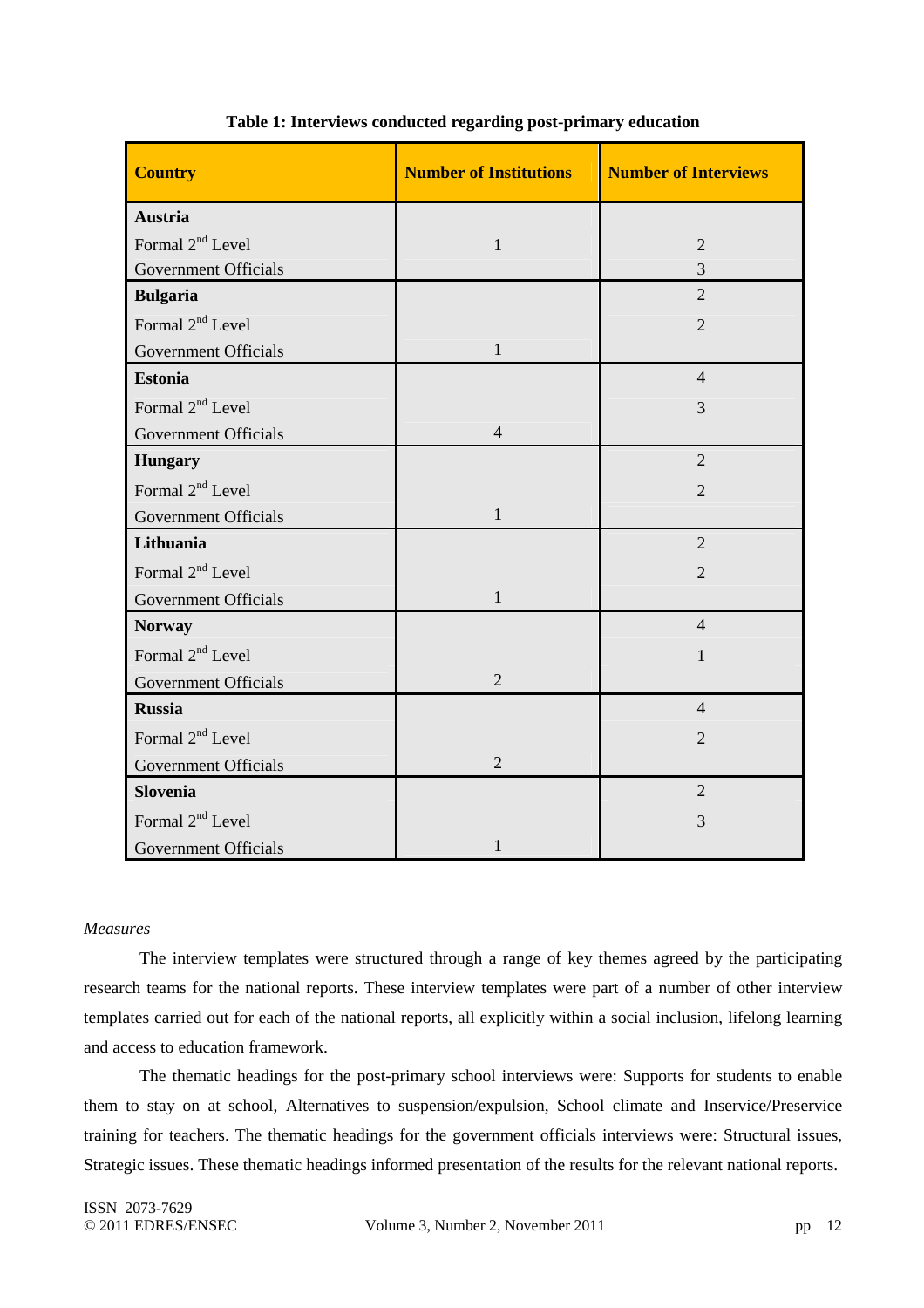**Table 1: Interviews conducted regarding post-primary education**

| Country | Number of Institutions | Number of Interviews |
|---|---|---|
| **Austria** | | |
| Formal 2nd Level | 1 | 2 |
| Government Officials | | 3 |
| **Bulgaria** | | 2 |
| Formal 2nd Level | | 2 |
| Government Officials | 1 | |
| **Estonia** | | 4 |
| Formal 2nd Level | | 3 |
| Government Officials | 4 | |
| **Hungary** | | 2 |
| Formal 2nd Level | | 2 |
| Government Officials | 1 | |
| **Lithuania** | | 2 |
| Formal 2nd Level | | 2 |
| Government Officials | 1 | |
| **Norway** | | 4 |
| Formal 2nd Level | | 1 |
| Government Officials | 2 | |
| **Russia** | | 4 |
| Formal 2nd Level | | 2 |
| Government Officials | 2 | |
| **Slovenia** | | 2 |
| Formal 2nd Level | | 3 |
| Government Officials | 1 | |

*Measures*

The interview templates were structured through a range of key themes agreed by the participating research teams for the national reports. These interview templates were part of a number of other interview templates carried out for each of the national reports, all explicitly within a social inclusion, lifelong learning and access to education framework.

The thematic headings for the post-primary school interviews were: Supports for students to enable them to stay on at school, Alternatives to suspension/expulsion, School climate and Inservice/Preservice training for teachers. The thematic headings for the government officials interviews were: Structural issues, Strategic issues. These thematic headings informed presentation of the results for the relevant national reports.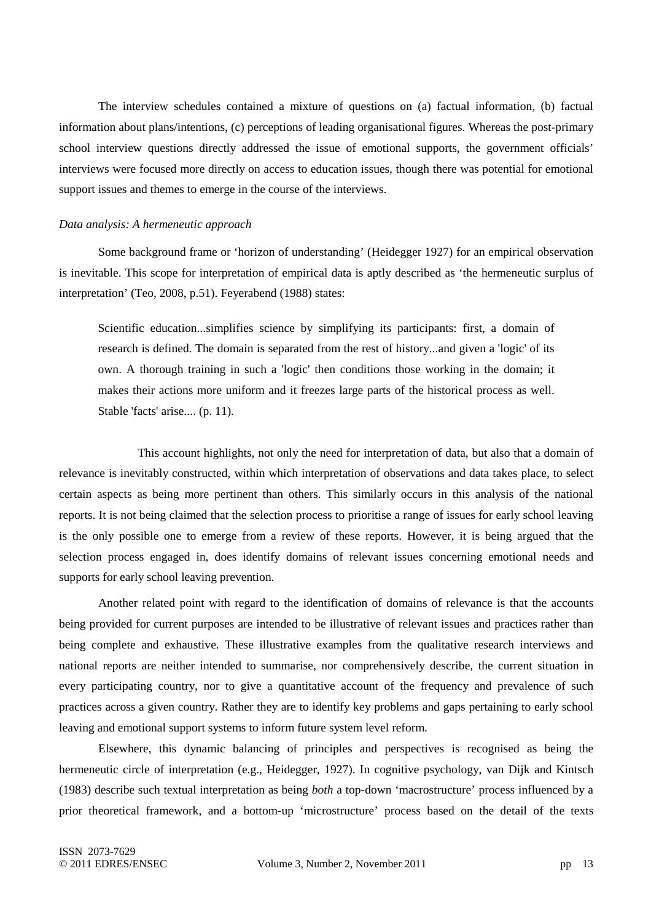The interview schedules contained a mixture of questions on (a) factual information, (b) factual information about plans/intentions, (c) perceptions of leading organisational figures. Whereas the post-primary school interview questions directly addressed the issue of emotional supports, the government officials' interviews were focused more directly on access to education issues, though there was potential for emotional support issues and themes to emerge in the course of the interviews.

*Data analysis: A hermeneutic approach*

Some background frame or 'horizon of understanding' (Heidegger 1927) for an empirical observation is inevitable. This scope for interpretation of empirical data is aptly described as 'the hermeneutic surplus of interpretation' (Teo, 2008, p.51). Feyerabend (1988) states:

> Scientific education...simplifies science by simplifying its participants: first, a domain of research is defined. The domain is separated from the rest of history...and given a 'logic' of its own. A thorough training in such a 'logic' then conditions those working in the domain; it makes their actions more uniform and it freezes large parts of the historical process as well. Stable 'facts' arise.... (p. 11).

This account highlights, not only the need for interpretation of data, but also that a domain of relevance is inevitably constructed, within which interpretation of observations and data takes place, to select certain aspects as being more pertinent than others. This similarly occurs in this analysis of the national reports. It is not being claimed that the selection process to prioritise a range of issues for early school leaving is the only possible one to emerge from a review of these reports. However, it is being argued that the selection process engaged in, does identify domains of relevant issues concerning emotional needs and supports for early school leaving prevention.

Another related point with regard to the identification of domains of relevance is that the accounts being provided for current purposes are intended to be illustrative of relevant issues and practices rather than being complete and exhaustive. These illustrative examples from the qualitative research interviews and national reports are neither intended to summarise, nor comprehensively describe, the current situation in every participating country, nor to give a quantitative account of the frequency and prevalence of such practices across a given country. Rather they are to identify key problems and gaps pertaining to early school leaving and emotional support systems to inform future system level reform.

Elsewhere, this dynamic balancing of principles and perspectives is recognised as being the hermeneutic circle of interpretation (e.g., Heidegger, 1927). In cognitive psychology, van Dijk and Kintsch (1983) describe such textual interpretation as being *both* a top-down 'macrostructure' process influenced by a prior theoretical framework, and a bottom-up 'microstructure' process based on the detail of the texts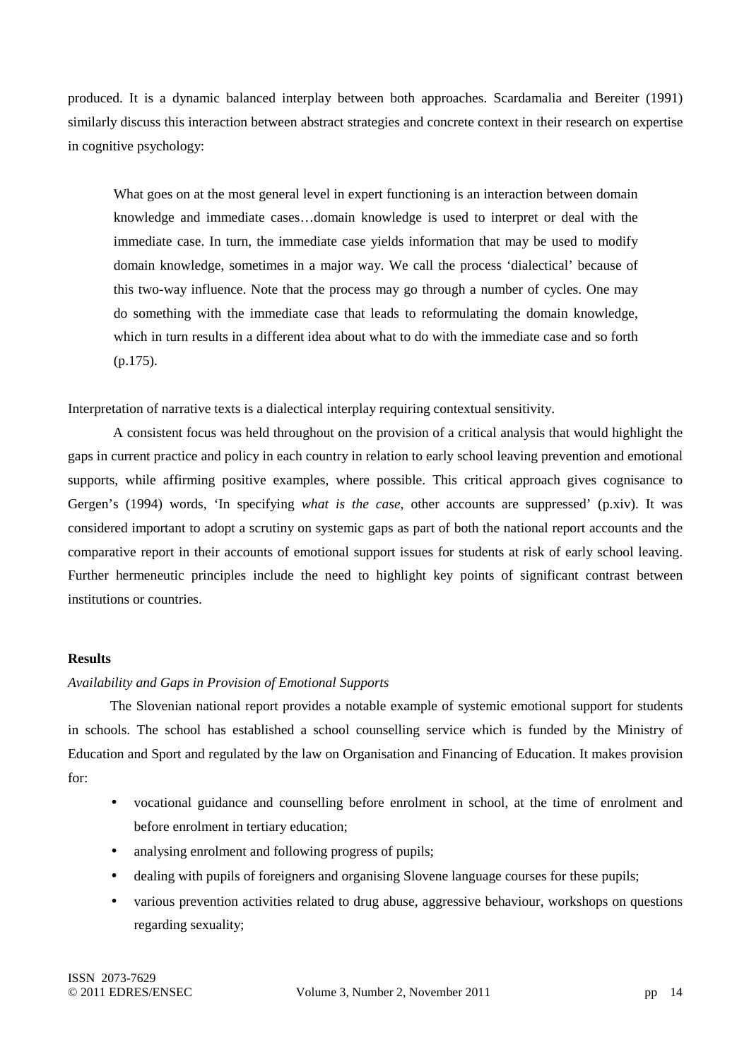produced. It is a dynamic balanced interplay between both approaches. Scardamalia and Bereiter (1991) similarly discuss this interaction between abstract strategies and concrete context in their research on expertise in cognitive psychology:

> What goes on at the most general level in expert functioning is an interaction between domain knowledge and immediate cases…domain knowledge is used to interpret or deal with the immediate case. In turn, the immediate case yields information that may be used to modify domain knowledge, sometimes in a major way. We call the process 'dialectical' because of this two-way influence. Note that the process may go through a number of cycles. One may do something with the immediate case that leads to reformulating the domain knowledge, which in turn results in a different idea about what to do with the immediate case and so forth (p.175).

Interpretation of narrative texts is a dialectical interplay requiring contextual sensitivity.

A consistent focus was held throughout on the provision of a critical analysis that would highlight the gaps in current practice and policy in each country in relation to early school leaving prevention and emotional supports, while affirming positive examples, where possible. This critical approach gives cognisance to Gergen's (1994) words, 'In specifying *what is the case,* other accounts are suppressed' (p.xiv). It was considered important to adopt a scrutiny on systemic gaps as part of both the national report accounts and the comparative report in their accounts of emotional support issues for students at risk of early school leaving. Further hermeneutic principles include the need to highlight key points of significant contrast between institutions or countries.

## Results

### *Availability and Gaps in Provision of Emotional Supports*

The Slovenian national report provides a notable example of systemic emotional support for students in schools. The school has established a school counselling service which is funded by the Ministry of Education and Sport and regulated by the law on Organisation and Financing of Education. It makes provision for:

- vocational guidance and counselling before enrolment in school, at the time of enrolment and before enrolment in tertiary education;
- analysing enrolment and following progress of pupils;
- dealing with pupils of foreigners and organising Slovene language courses for these pupils;
- various prevention activities related to drug abuse, aggressive behaviour, workshops on questions regarding sexuality;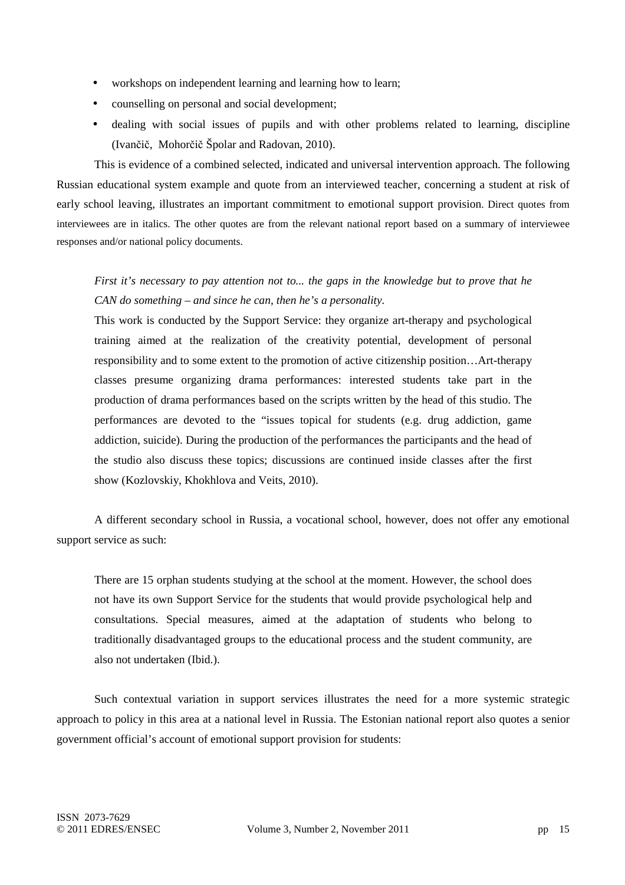- workshops on independent learning and learning how to learn;
- counselling on personal and social development;
- dealing with social issues of pupils and with other problems related to learning, discipline (Ivančič, Mohorčič Špolar and Radovan, 2010).

This is evidence of a combined selected, indicated and universal intervention approach. The following Russian educational system example and quote from an interviewed teacher, concerning a student at risk of early school leaving, illustrates an important commitment to emotional support provision. Direct quotes from interviewees are in italics. The other quotes are from the relevant national report based on a summary of interviewee responses and/or national policy documents.

> *First it's necessary to pay attention not to... the gaps in the knowledge but to prove that he CAN do something – and since he can, then he's a personality.*
>
> This work is conducted by the Support Service: they organize art-therapy and psychological training aimed at the realization of the creativity potential, development of personal responsibility and to some extent to the promotion of active citizenship position…Art-therapy classes presume organizing drama performances: interested students take part in the production of drama performances based on the scripts written by the head of this studio. The performances are devoted to the "issues topical for students (e.g. drug addiction, game addiction, suicide). During the production of the performances the participants and the head of the studio also discuss these topics; discussions are continued inside classes after the first show (Kozlovskiy, Khokhlova and Veits, 2010).

A different secondary school in Russia, a vocational school, however, does not offer any emotional support service as such:

> There are 15 orphan students studying at the school at the moment. However, the school does not have its own Support Service for the students that would provide psychological help and consultations. Special measures, aimed at the adaptation of students who belong to traditionally disadvantaged groups to the educational process and the student community, are also not undertaken (Ibid.).

Such contextual variation in support services illustrates the need for a more systemic strategic approach to policy in this area at a national level in Russia. The Estonian national report also quotes a senior government official's account of emotional support provision for students: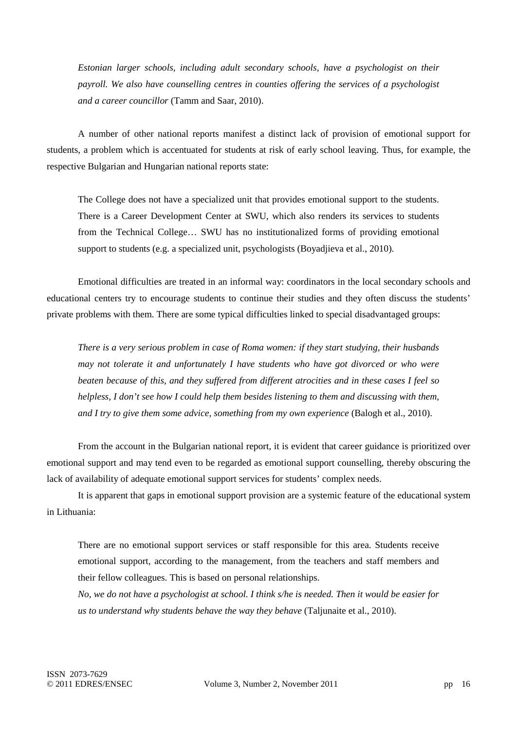*Estonian larger schools, including adult secondary schools, have a psychologist on their payroll. We also have counselling centres in counties offering the services of a psychologist and a career councillor* (Tamm and Saar, 2010).

A number of other national reports manifest a distinct lack of provision of emotional support for students, a problem which is accentuated for students at risk of early school leaving. Thus, for example, the respective Bulgarian and Hungarian national reports state:

> The College does not have a specialized unit that provides emotional support to the students. There is a Career Development Center at SWU, which also renders its services to students from the Technical College… SWU has no institutionalized forms of providing emotional support to students (e.g. a specialized unit, psychologists (Boyadjieva et al., 2010).

Emotional difficulties are treated in an informal way: coordinators in the local secondary schools and educational centers try to encourage students to continue their studies and they often discuss the students' private problems with them. There are some typical difficulties linked to special disadvantaged groups:

> *There is a very serious problem in case of Roma women: if they start studying, their husbands may not tolerate it and unfortunately I have students who have got divorced or who were beaten because of this, and they suffered from different atrocities and in these cases I feel so helpless, I don't see how I could help them besides listening to them and discussing with them, and I try to give them some advice, something from my own experience* (Balogh et al., 2010).

From the account in the Bulgarian national report, it is evident that career guidance is prioritized over emotional support and may tend even to be regarded as emotional support counselling, thereby obscuring the lack of availability of adequate emotional support services for students' complex needs.

It is apparent that gaps in emotional support provision are a systemic feature of the educational system in Lithuania:

> There are no emotional support services or staff responsible for this area. Students receive emotional support, according to the management, from the teachers and staff members and their fellow colleagues. This is based on personal relationships.
>
> *No, we do not have a psychologist at school. I think s/he is needed. Then it would be easier for us to understand why students behave the way they behave* (Taljunaite et al., 2010).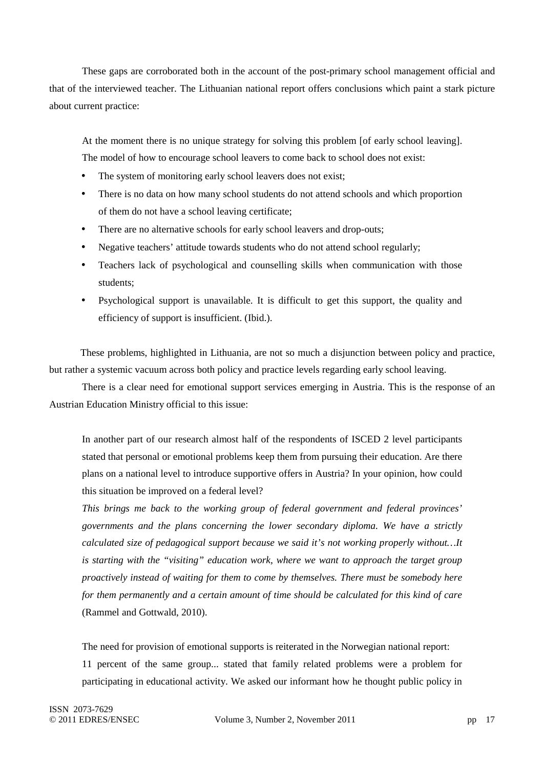These gaps are corroborated both in the account of the post-primary school management official and that of the interviewed teacher. The Lithuanian national report offers conclusions which paint a stark picture about current practice:

> At the moment there is no unique strategy for solving this problem [of early school leaving]. The model of how to encourage school leavers to come back to school does not exist:
>
> - The system of monitoring early school leavers does not exist;
> - There is no data on how many school students do not attend schools and which proportion of them do not have a school leaving certificate;
> - There are no alternative schools for early school leavers and drop-outs;
> - Negative teachers' attitude towards students who do not attend school regularly;
> - Teachers lack of psychological and counselling skills when communication with those students;
> - Psychological support is unavailable. It is difficult to get this support, the quality and efficiency of support is insufficient. (Ibid.).

These problems, highlighted in Lithuania, are not so much a disjunction between policy and practice, but rather a systemic vacuum across both policy and practice levels regarding early school leaving.

There is a clear need for emotional support services emerging in Austria. This is the response of an Austrian Education Ministry official to this issue:

> In another part of our research almost half of the respondents of ISCED 2 level participants stated that personal or emotional problems keep them from pursuing their education. Are there plans on a national level to introduce supportive offers in Austria? In your opinion, how could this situation be improved on a federal level?
>
> *This brings me back to the working group of federal government and federal provinces' governments and the plans concerning the lower secondary diploma. We have a strictly calculated size of pedagogical support because we said it's not working properly without…It is starting with the "visiting" education work, where we want to approach the target group proactively instead of waiting for them to come by themselves. There must be somebody here for them permanently and a certain amount of time should be calculated for this kind of care* (Rammel and Gottwald, 2010).

The need for provision of emotional supports is reiterated in the Norwegian national report:

> 11 percent of the same group... stated that family related problems were a problem for participating in educational activity. We asked our informant how he thought public policy in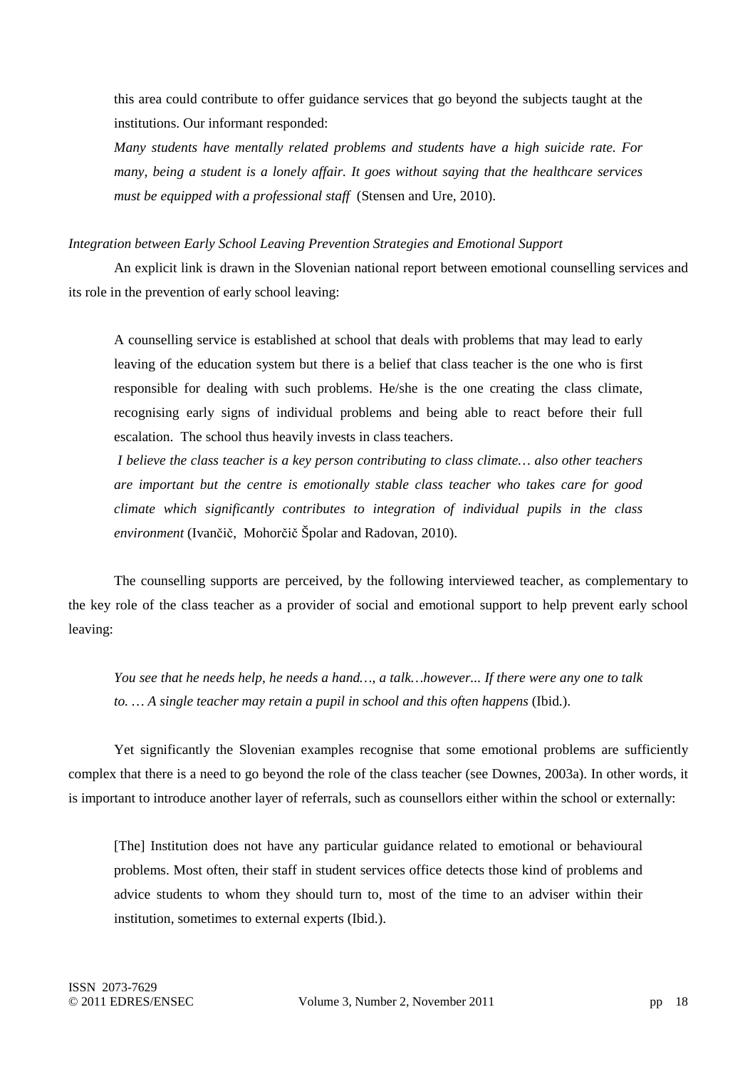this area could contribute to offer guidance services that go beyond the subjects taught at the institutions. Our informant responded:

*Many students have mentally related problems and students have a high suicide rate. For many, being a student is a lonely affair. It goes without saying that the healthcare services must be equipped with a professional staff* (Stensen and Ure, 2010).

*Integration between Early School Leaving Prevention Strategies and Emotional Support*

An explicit link is drawn in the Slovenian national report between emotional counselling services and its role in the prevention of early school leaving:

> A counselling service is established at school that deals with problems that may lead to early leaving of the education system but there is a belief that class teacher is the one who is first responsible for dealing with such problems. He/she is the one creating the class climate, recognising early signs of individual problems and being able to react before their full escalation. The school thus heavily invests in class teachers.
>
> *I believe the class teacher is a key person contributing to class climate… also other teachers are important but the centre is emotionally stable class teacher who takes care for good climate which significantly contributes to integration of individual pupils in the class environment* (Ivančič, Mohorčič Špolar and Radovan, 2010).

The counselling supports are perceived, by the following interviewed teacher, as complementary to the key role of the class teacher as a provider of social and emotional support to help prevent early school leaving:

> *You see that he needs help, he needs a hand…, a talk…however... If there were any one to talk to. … A single teacher may retain a pupil in school and this often happens* (Ibid.).

Yet significantly the Slovenian examples recognise that some emotional problems are sufficiently complex that there is a need to go beyond the role of the class teacher (see Downes, 2003a). In other words, it is important to introduce another layer of referrals, such as counsellors either within the school or externally:

> [The] Institution does not have any particular guidance related to emotional or behavioural problems. Most often, their staff in student services office detects those kind of problems and advice students to whom they should turn to, most of the time to an adviser within their institution, sometimes to external experts (Ibid.).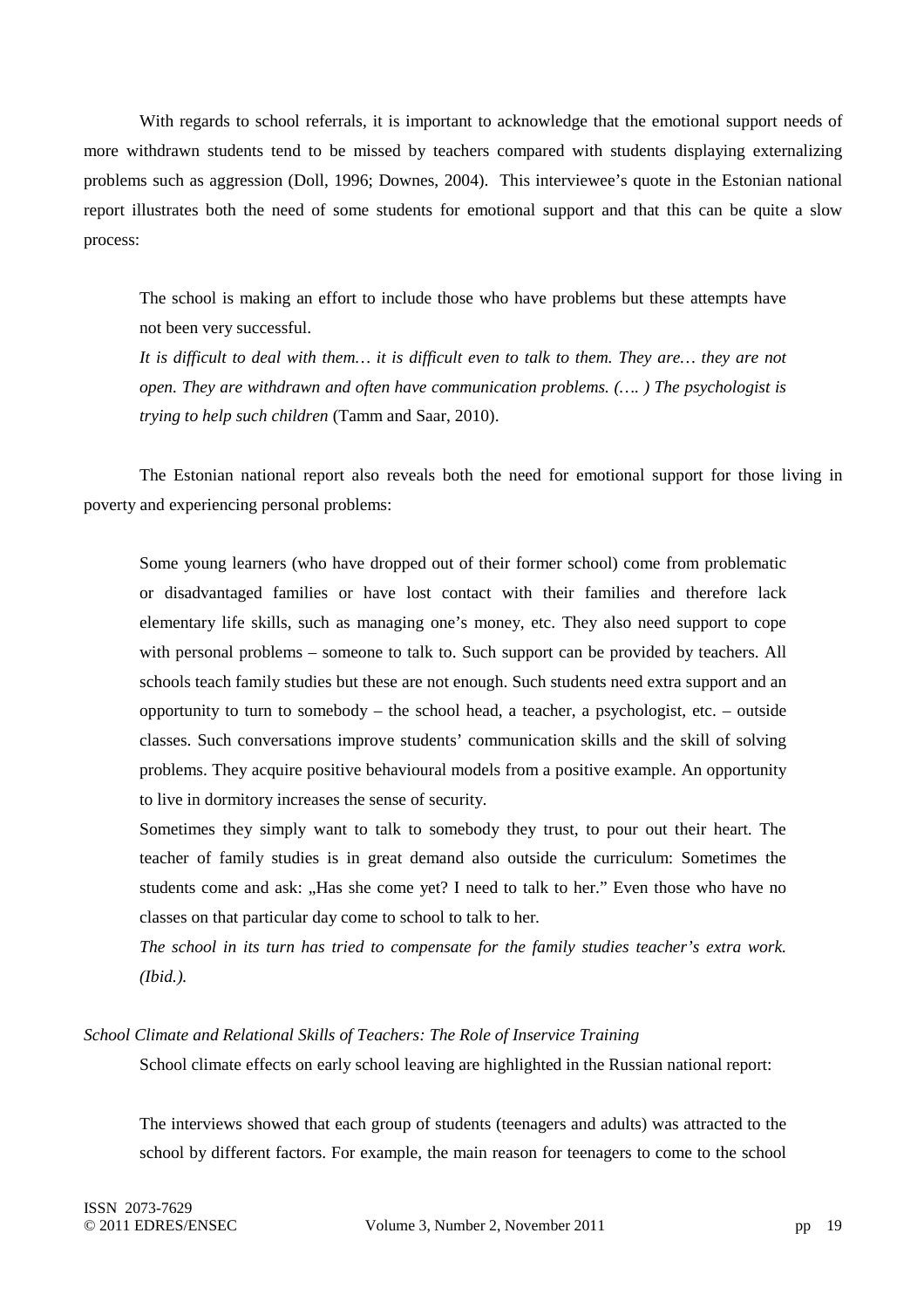With regards to school referrals, it is important to acknowledge that the emotional support needs of more withdrawn students tend to be missed by teachers compared with students displaying externalizing problems such as aggression (Doll, 1996; Downes, 2004). This interviewee's quote in the Estonian national report illustrates both the need of some students for emotional support and that this can be quite a slow process:

> The school is making an effort to include those who have problems but these attempts have not been very successful.
>
> *It is difficult to deal with them… it is difficult even to talk to them. They are… they are not open. They are withdrawn and often have communication problems. (…. ) The psychologist is trying to help such children* (Tamm and Saar, 2010).

The Estonian national report also reveals both the need for emotional support for those living in poverty and experiencing personal problems:

> Some young learners (who have dropped out of their former school) come from problematic or disadvantaged families or have lost contact with their families and therefore lack elementary life skills, such as managing one's money, etc. They also need support to cope with personal problems – someone to talk to. Such support can be provided by teachers. All schools teach family studies but these are not enough. Such students need extra support and an opportunity to turn to somebody – the school head, a teacher, a psychologist, etc. – outside classes. Such conversations improve students' communication skills and the skill of solving problems. They acquire positive behavioural models from a positive example. An opportunity to live in dormitory increases the sense of security.
>
> Sometimes they simply want to talk to somebody they trust, to pour out their heart. The teacher of family studies is in great demand also outside the curriculum: Sometimes the students come and ask: „Has she come yet? I need to talk to her." Even those who have no classes on that particular day come to school to talk to her.
>
> *The school in its turn has tried to compensate for the family studies teacher's extra work. (Ibid.).*

*School Climate and Relational Skills of Teachers: The Role of Inservice Training*

School climate effects on early school leaving are highlighted in the Russian national report:

> The interviews showed that each group of students (teenagers and adults) was attracted to the school by different factors. For example, the main reason for teenagers to come to the school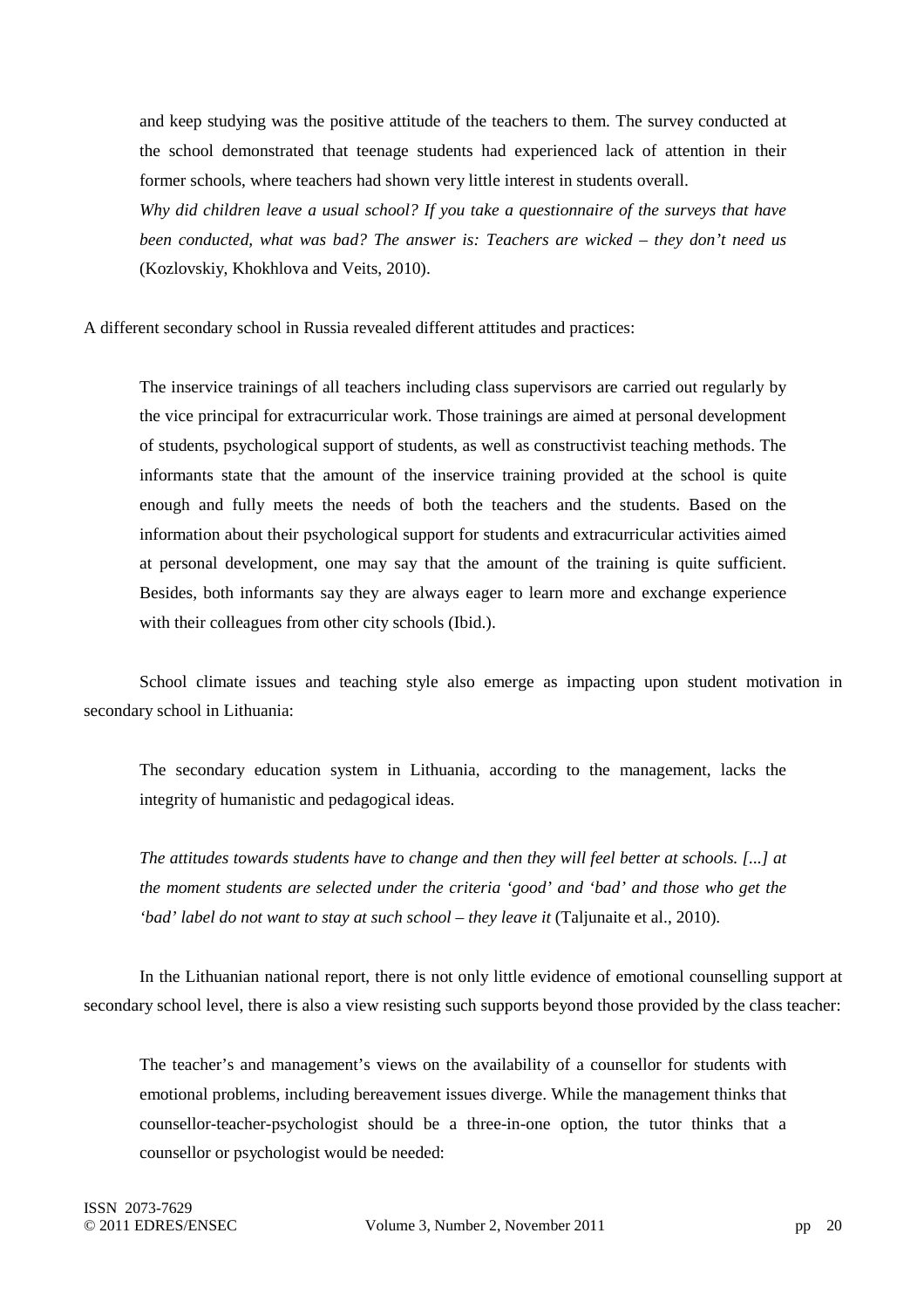and keep studying was the positive attitude of the teachers to them. The survey conducted at the school demonstrated that teenage students had experienced lack of attention in their former schools, where teachers had shown very little interest in students overall.

> *Why did children leave a usual school? If you take a questionnaire of the surveys that have been conducted, what was bad? The answer is: Teachers are wicked – they don't need us* (Kozlovskiy, Khokhlova and Veits, 2010).

A different secondary school in Russia revealed different attitudes and practices:

> The inservice trainings of all teachers including class supervisors are carried out regularly by the vice principal for extracurricular work. Those trainings are aimed at personal development of students, psychological support of students, as well as constructivist teaching methods. The informants state that the amount of the inservice training provided at the school is quite enough and fully meets the needs of both the teachers and the students. Based on the information about their psychological support for students and extracurricular activities aimed at personal development, one may say that the amount of the training is quite sufficient. Besides, both informants say they are always eager to learn more and exchange experience with their colleagues from other city schools (Ibid.).

School climate issues and teaching style also emerge as impacting upon student motivation in secondary school in Lithuania:

> The secondary education system in Lithuania, according to the management, lacks the integrity of humanistic and pedagogical ideas.
>
> *The attitudes towards students have to change and then they will feel better at schools. [...] at the moment students are selected under the criteria 'good' and 'bad' and those who get the 'bad' label do not want to stay at such school – they leave it* (Taljunaite et al., 2010).

In the Lithuanian national report, there is not only little evidence of emotional counselling support at secondary school level, there is also a view resisting such supports beyond those provided by the class teacher:

> The teacher's and management's views on the availability of a counsellor for students with emotional problems, including bereavement issues diverge. While the management thinks that counsellor-teacher-psychologist should be a three-in-one option, the tutor thinks that a counsellor or psychologist would be needed: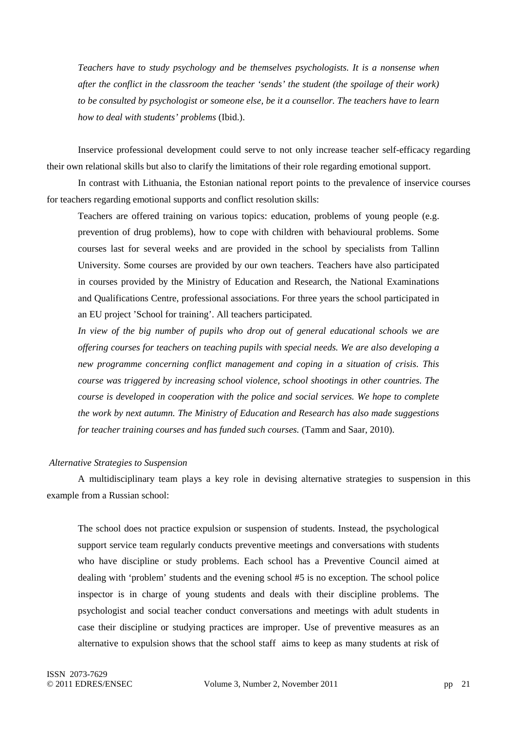> *Teachers have to study psychology and be themselves psychologists. It is a nonsense when after the conflict in the classroom the teacher 'sends' the student (the spoilage of their work) to be consulted by psychologist or someone else, be it a counsellor. The teachers have to learn how to deal with students' problems* (Ibid.).

Inservice professional development could serve to not only increase teacher self-efficacy regarding their own relational skills but also to clarify the limitations of their role regarding emotional support.

In contrast with Lithuania, the Estonian national report points to the prevalence of inservice courses for teachers regarding emotional supports and conflict resolution skills:

> Teachers are offered training on various topics: education, problems of young people (e.g. prevention of drug problems), how to cope with children with behavioural problems. Some courses last for several weeks and are provided in the school by specialists from Tallinn University. Some courses are provided by our own teachers. Teachers have also participated in courses provided by the Ministry of Education and Research, the National Examinations and Qualifications Centre, professional associations. For three years the school participated in an EU project 'School for training'. All teachers participated.
>
> *In view of the big number of pupils who drop out of general educational schools we are offering courses for teachers on teaching pupils with special needs. We are also developing a new programme concerning conflict management and coping in a situation of crisis. This course was triggered by increasing school violence, school shootings in other countries. The course is developed in cooperation with the police and social services. We hope to complete the work by next autumn. The Ministry of Education and Research has also made suggestions for teacher training courses and has funded such courses.* (Tamm and Saar, 2010).

*Alternative Strategies to Suspension*

A multidisciplinary team plays a key role in devising alternative strategies to suspension in this example from a Russian school:

> The school does not practice expulsion or suspension of students. Instead, the psychological support service team regularly conducts preventive meetings and conversations with students who have discipline or study problems. Each school has a Preventive Council aimed at dealing with 'problem' students and the evening school #5 is no exception. The school police inspector is in charge of young students and deals with their discipline problems. The psychologist and social teacher conduct conversations and meetings with adult students in case their discipline or studying practices are improper. Use of preventive measures as an alternative to expulsion shows that the school staff aims to keep as many students at risk of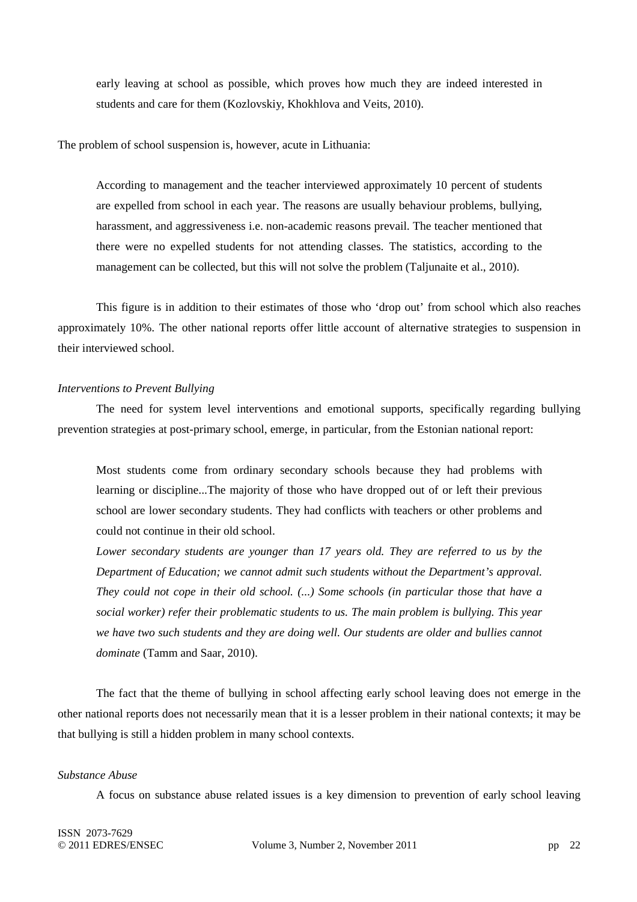early leaving at school as possible, which proves how much they are indeed interested in students and care for them (Kozlovskiy, Khokhlova and Veits, 2010).

The problem of school suspension is, however, acute in Lithuania:

> According to management and the teacher interviewed approximately 10 percent of students are expelled from school in each year. The reasons are usually behaviour problems, bullying, harassment, and aggressiveness i.e. non-academic reasons prevail. The teacher mentioned that there were no expelled students for not attending classes. The statistics, according to the management can be collected, but this will not solve the problem (Taljunaite et al., 2010).

This figure is in addition to their estimates of those who 'drop out' from school which also reaches approximately 10%. The other national reports offer little account of alternative strategies to suspension in their interviewed school.

*Interventions to Prevent Bullying*

The need for system level interventions and emotional supports, specifically regarding bullying prevention strategies at post-primary school, emerge, in particular, from the Estonian national report:

> Most students come from ordinary secondary schools because they had problems with learning or discipline...The majority of those who have dropped out of or left their previous school are lower secondary students. They had conflicts with teachers or other problems and could not continue in their old school.
>
> *Lower secondary students are younger than 17 years old. They are referred to us by the Department of Education; we cannot admit such students without the Department's approval. They could not cope in their old school. (...) Some schools (in particular those that have a social worker) refer their problematic students to us. The main problem is bullying. This year we have two such students and they are doing well. Our students are older and bullies cannot dominate* (Tamm and Saar, 2010).

The fact that the theme of bullying in school affecting early school leaving does not emerge in the other national reports does not necessarily mean that it is a lesser problem in their national contexts; it may be that bullying is still a hidden problem in many school contexts.

*Substance Abuse*

A focus on substance abuse related issues is a key dimension to prevention of early school leaving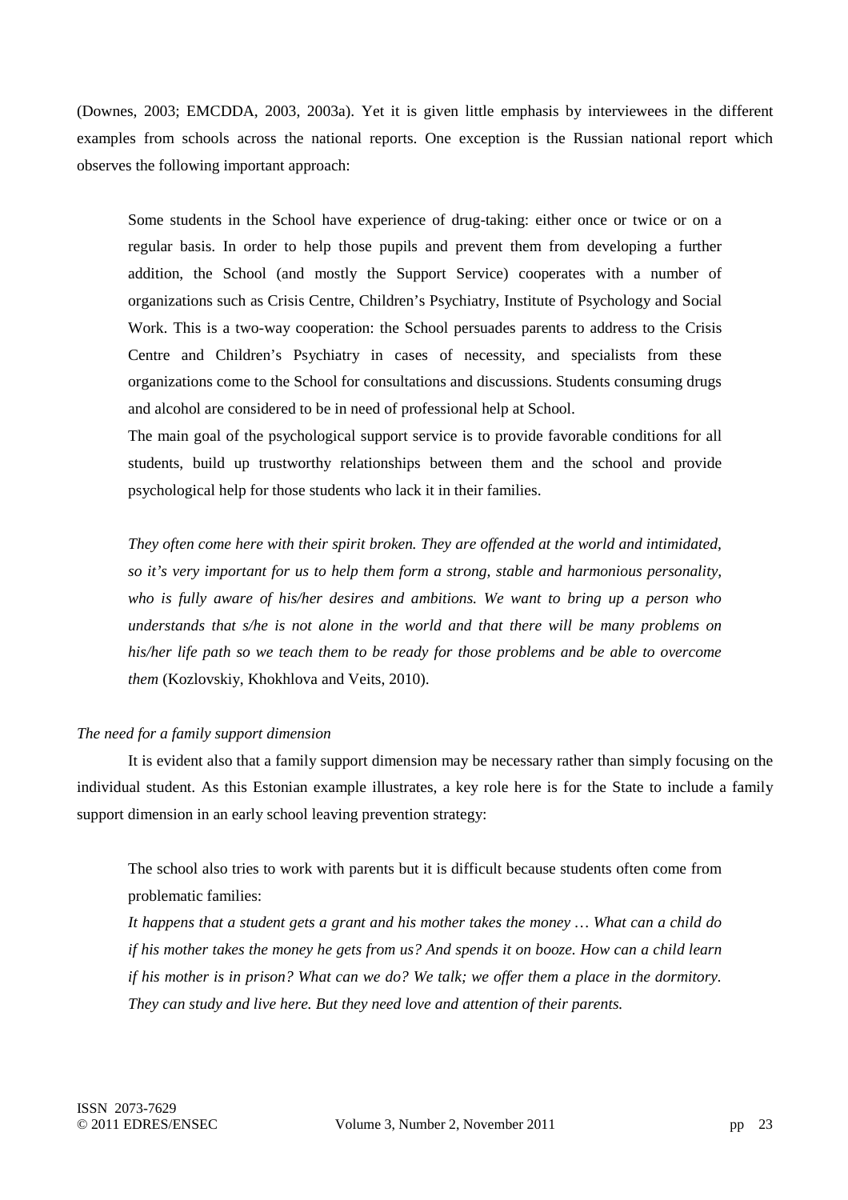(Downes, 2003; EMCDDA, 2003, 2003a). Yet it is given little emphasis by interviewees in the different examples from schools across the national reports. One exception is the Russian national report which observes the following important approach:

> Some students in the School have experience of drug-taking: either once or twice or on a regular basis. In order to help those pupils and prevent them from developing a further addition, the School (and mostly the Support Service) cooperates with a number of organizations such as Crisis Centre, Children's Psychiatry, Institute of Psychology and Social Work. This is a two-way cooperation: the School persuades parents to address to the Crisis Centre and Children's Psychiatry in cases of necessity, and specialists from these organizations come to the School for consultations and discussions. Students consuming drugs and alcohol are considered to be in need of professional help at School.
>
> The main goal of the psychological support service is to provide favorable conditions for all students, build up trustworthy relationships between them and the school and provide psychological help for those students who lack it in their families.
>
> *They often come here with their spirit broken. They are offended at the world and intimidated, so it's very important for us to help them form a strong, stable and harmonious personality, who is fully aware of his/her desires and ambitions. We want to bring up a person who understands that s/he is not alone in the world and that there will be many problems on his/her life path so we teach them to be ready for those problems and be able to overcome them* (Kozlovskiy, Khokhlova and Veits, 2010).

*The need for a family support dimension*

It is evident also that a family support dimension may be necessary rather than simply focusing on the individual student. As this Estonian example illustrates, a key role here is for the State to include a family support dimension in an early school leaving prevention strategy:

> The school also tries to work with parents but it is difficult because students often come from problematic families:
>
> *It happens that a student gets a grant and his mother takes the money … What can a child do if his mother takes the money he gets from us? And spends it on booze. How can a child learn if his mother is in prison? What can we do? We talk; we offer them a place in the dormitory. They can study and live here. But they need love and attention of their parents.*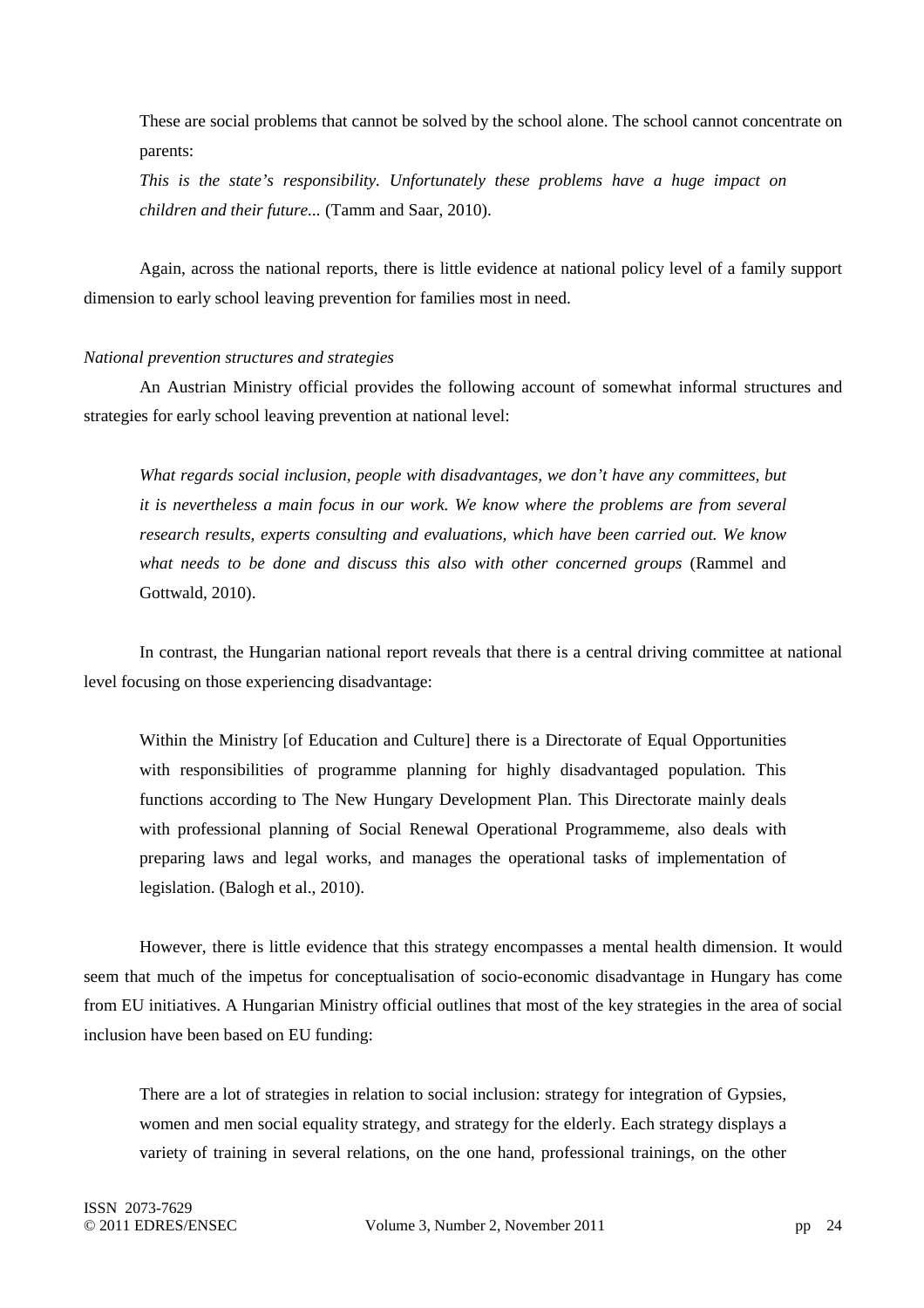These are social problems that cannot be solved by the school alone. The school cannot concentrate on parents:

> *This is the state's responsibility. Unfortunately these problems have a huge impact on children and their future...* (Tamm and Saar, 2010).

Again, across the national reports, there is little evidence at national policy level of a family support dimension to early school leaving prevention for families most in need.

*National prevention structures and strategies*

An Austrian Ministry official provides the following account of somewhat informal structures and strategies for early school leaving prevention at national level:

> *What regards social inclusion, people with disadvantages, we don't have any committees, but it is nevertheless a main focus in our work. We know where the problems are from several research results, experts consulting and evaluations, which have been carried out. We know what needs to be done and discuss this also with other concerned groups* (Rammel and Gottwald, 2010).

In contrast, the Hungarian national report reveals that there is a central driving committee at national level focusing on those experiencing disadvantage:

> Within the Ministry [of Education and Culture] there is a Directorate of Equal Opportunities with responsibilities of programme planning for highly disadvantaged population. This functions according to The New Hungary Development Plan. This Directorate mainly deals with professional planning of Social Renewal Operational Programmeme, also deals with preparing laws and legal works, and manages the operational tasks of implementation of legislation. (Balogh et al., 2010).

However, there is little evidence that this strategy encompasses a mental health dimension. It would seem that much of the impetus for conceptualisation of socio-economic disadvantage in Hungary has come from EU initiatives. A Hungarian Ministry official outlines that most of the key strategies in the area of social inclusion have been based on EU funding:

> There are a lot of strategies in relation to social inclusion: strategy for integration of Gypsies, women and men social equality strategy, and strategy for the elderly. Each strategy displays a variety of training in several relations, on the one hand, professional trainings, on the other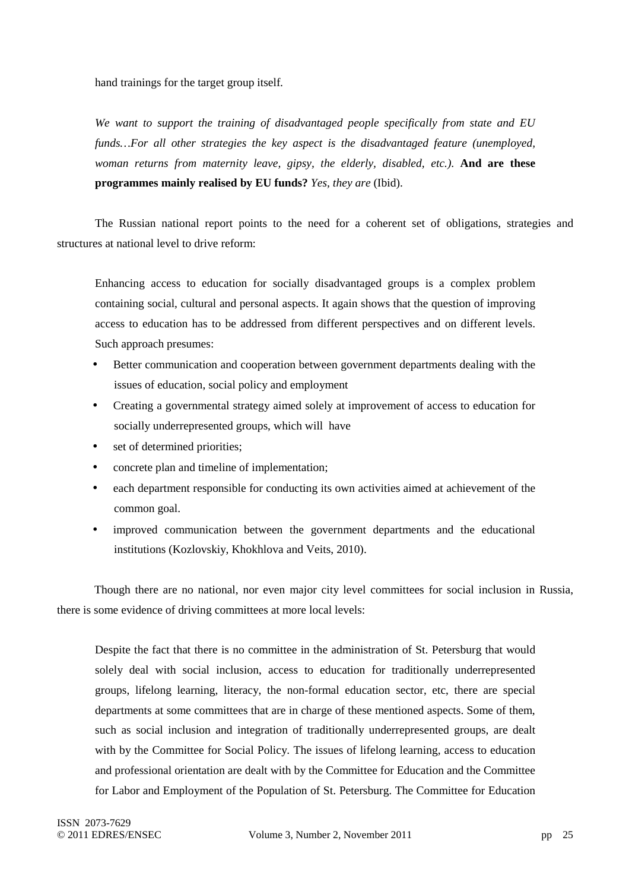hand trainings for the target group itself.

> *We want to support the training of disadvantaged people specifically from state and EU funds…For all other strategies the key aspect is the disadvantaged feature (unemployed, woman returns from maternity leave, gipsy, the elderly, disabled, etc.).* **And are these programmes mainly realised by EU funds?** *Yes, they are* (Ibid).

The Russian national report points to the need for a coherent set of obligations, strategies and structures at national level to drive reform:

> Enhancing access to education for socially disadvantaged groups is a complex problem containing social, cultural and personal aspects. It again shows that the question of improving access to education has to be addressed from different perspectives and on different levels. Such approach presumes:
>
> - Better communication and cooperation between government departments dealing with the issues of education, social policy and employment
> - Creating a governmental strategy aimed solely at improvement of access to education for socially underrepresented groups, which will have
> - set of determined priorities;
> - concrete plan and timeline of implementation;
> - each department responsible for conducting its own activities aimed at achievement of the common goal.
> - improved communication between the government departments and the educational institutions (Kozlovskiy, Khokhlova and Veits, 2010).

Though there are no national, nor even major city level committees for social inclusion in Russia, there is some evidence of driving committees at more local levels:

> Despite the fact that there is no committee in the administration of St. Petersburg that would solely deal with social inclusion, access to education for traditionally underrepresented groups, lifelong learning, literacy, the non-formal education sector, etc, there are special departments at some committees that are in charge of these mentioned aspects. Some of them, such as social inclusion and integration of traditionally underrepresented groups, are dealt with by the Committee for Social Policy. The issues of lifelong learning, access to education and professional orientation are dealt with by the Committee for Education and the Committee for Labor and Employment of the Population of St. Petersburg. The Committee for Education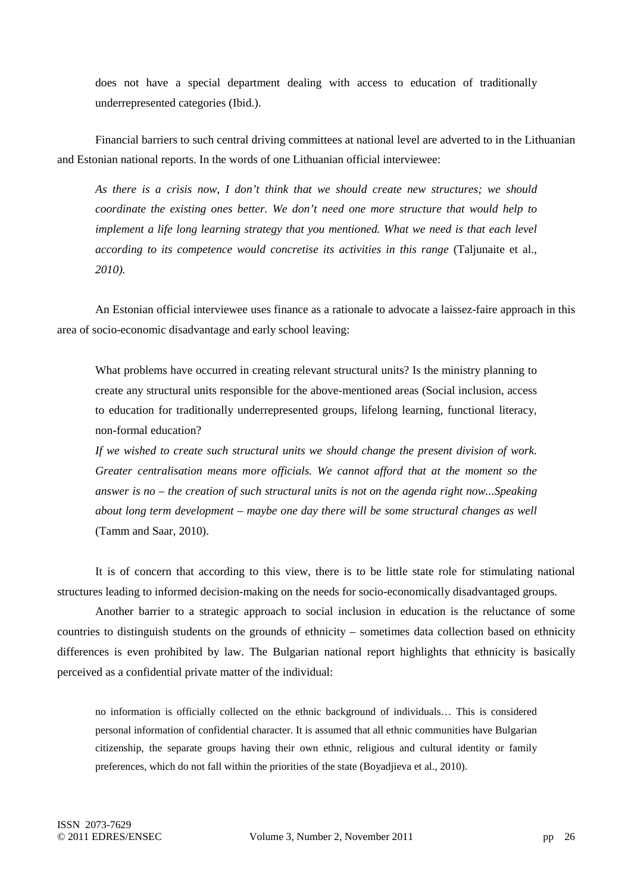does not have a special department dealing with access to education of traditionally underrepresented categories (Ibid.).

Financial barriers to such central driving committees at national level are adverted to in the Lithuanian and Estonian national reports. In the words of one Lithuanian official interviewee:

> *As there is a crisis now, I don't think that we should create new structures; we should coordinate the existing ones better. We don't need one more structure that would help to implement a life long learning strategy that you mentioned. What we need is that each level according to its competence would concretise its activities in this range* (Taljunaite et al., *2010).*

An Estonian official interviewee uses finance as a rationale to advocate a laissez-faire approach in this area of socio-economic disadvantage and early school leaving:

> What problems have occurred in creating relevant structural units? Is the ministry planning to create any structural units responsible for the above-mentioned areas (Social inclusion, access to education for traditionally underrepresented groups, lifelong learning, functional literacy, non-formal education?
>
> *If we wished to create such structural units we should change the present division of work. Greater centralisation means more officials. We cannot afford that at the moment so the answer is no – the creation of such structural units is not on the agenda right now...Speaking about long term development – maybe one day there will be some structural changes as well* (Tamm and Saar, 2010).

It is of concern that according to this view, there is to be little state role for stimulating national structures leading to informed decision-making on the needs for socio-economically disadvantaged groups.

Another barrier to a strategic approach to social inclusion in education is the reluctance of some countries to distinguish students on the grounds of ethnicity – sometimes data collection based on ethnicity differences is even prohibited by law. The Bulgarian national report highlights that ethnicity is basically perceived as a confidential private matter of the individual:

> no information is officially collected on the ethnic background of individuals… This is considered personal information of confidential character. It is assumed that all ethnic communities have Bulgarian citizenship, the separate groups having their own ethnic, religious and cultural identity or family preferences, which do not fall within the priorities of the state (Boyadjieva et al., 2010).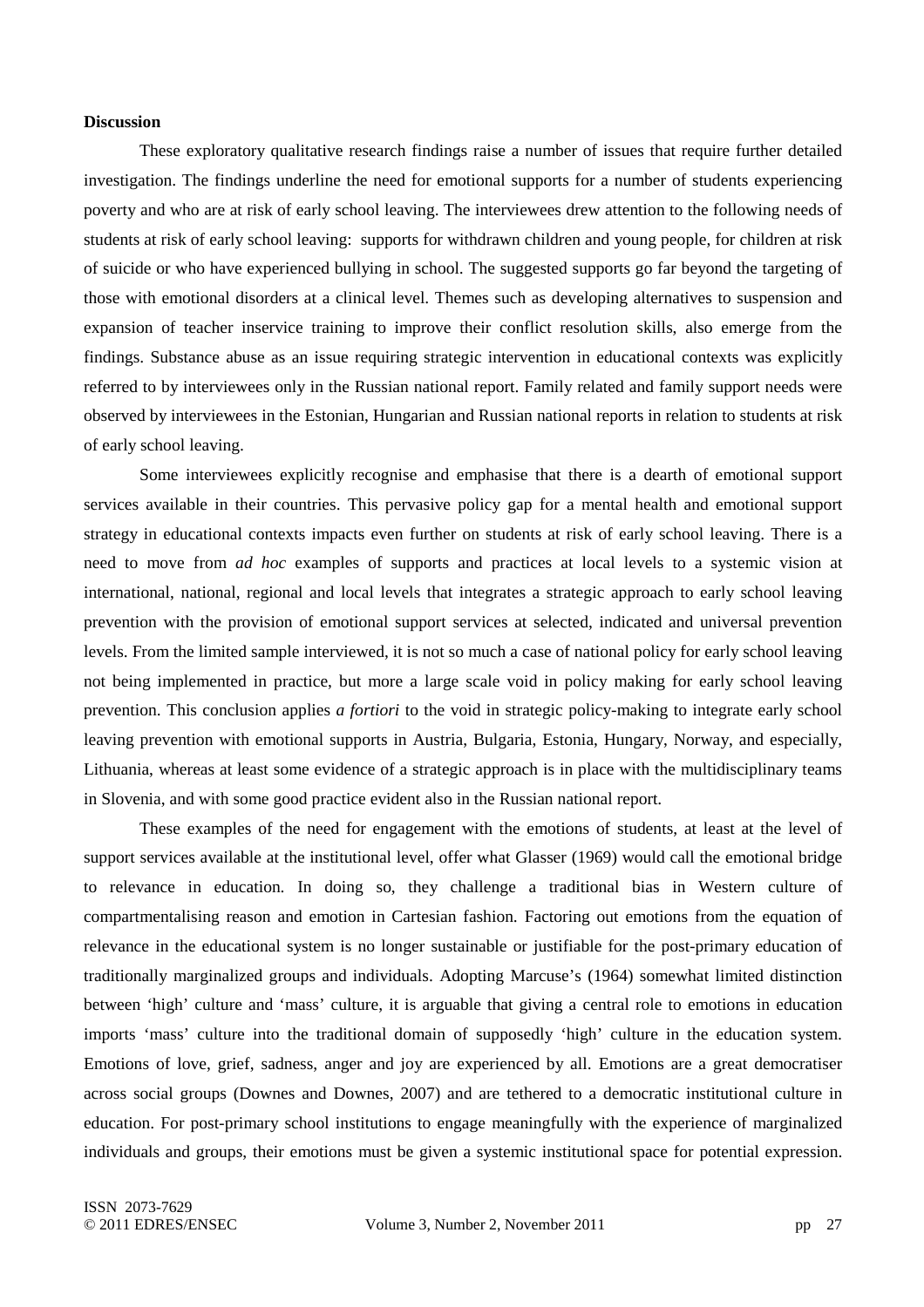**Discussion**

These exploratory qualitative research findings raise a number of issues that require further detailed investigation. The findings underline the need for emotional supports for a number of students experiencing poverty and who are at risk of early school leaving. The interviewees drew attention to the following needs of students at risk of early school leaving: supports for withdrawn children and young people, for children at risk of suicide or who have experienced bullying in school. The suggested supports go far beyond the targeting of those with emotional disorders at a clinical level. Themes such as developing alternatives to suspension and expansion of teacher inservice training to improve their conflict resolution skills, also emerge from the findings. Substance abuse as an issue requiring strategic intervention in educational contexts was explicitly referred to by interviewees only in the Russian national report. Family related and family support needs were observed by interviewees in the Estonian, Hungarian and Russian national reports in relation to students at risk of early school leaving.

Some interviewees explicitly recognise and emphasise that there is a dearth of emotional support services available in their countries. This pervasive policy gap for a mental health and emotional support strategy in educational contexts impacts even further on students at risk of early school leaving. There is a need to move from *ad hoc* examples of supports and practices at local levels to a systemic vision at international, national, regional and local levels that integrates a strategic approach to early school leaving prevention with the provision of emotional support services at selected, indicated and universal prevention levels. From the limited sample interviewed, it is not so much a case of national policy for early school leaving not being implemented in practice, but more a large scale void in policy making for early school leaving prevention. This conclusion applies *a fortiori* to the void in strategic policy-making to integrate early school leaving prevention with emotional supports in Austria, Bulgaria, Estonia, Hungary, Norway, and especially, Lithuania, whereas at least some evidence of a strategic approach is in place with the multidisciplinary teams in Slovenia, and with some good practice evident also in the Russian national report.

These examples of the need for engagement with the emotions of students, at least at the level of support services available at the institutional level, offer what Glasser (1969) would call the emotional bridge to relevance in education. In doing so, they challenge a traditional bias in Western culture of compartmentalising reason and emotion in Cartesian fashion. Factoring out emotions from the equation of relevance in the educational system is no longer sustainable or justifiable for the post-primary education of traditionally marginalized groups and individuals. Adopting Marcuse's (1964) somewhat limited distinction between 'high' culture and 'mass' culture, it is arguable that giving a central role to emotions in education imports 'mass' culture into the traditional domain of supposedly 'high' culture in the education system. Emotions of love, grief, sadness, anger and joy are experienced by all. Emotions are a great democratiser across social groups (Downes and Downes, 2007) and are tethered to a democratic institutional culture in education. For post-primary school institutions to engage meaningfully with the experience of marginalized individuals and groups, their emotions must be given a systemic institutional space for potential expression.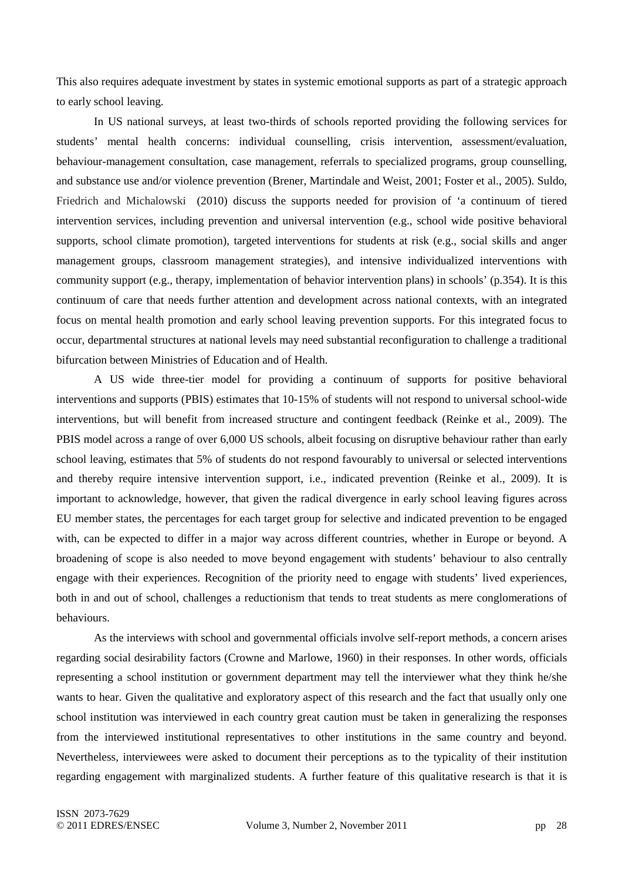This also requires adequate investment by states in systemic emotional supports as part of a strategic approach to early school leaving.

In US national surveys, at least two-thirds of schools reported providing the following services for students' mental health concerns: individual counselling, crisis intervention, assessment/evaluation, behaviour-management consultation, case management, referrals to specialized programs, group counselling, and substance use and/or violence prevention (Brener, Martindale and Weist, 2001; Foster et al., 2005). Suldo, Friedrich and Michalowski (2010) discuss the supports needed for provision of 'a continuum of tiered intervention services, including prevention and universal intervention (e.g., school wide positive behavioral supports, school climate promotion), targeted interventions for students at risk (e.g., social skills and anger management groups, classroom management strategies), and intensive individualized interventions with community support (e.g., therapy, implementation of behavior intervention plans) in schools' (p.354). It is this continuum of care that needs further attention and development across national contexts, with an integrated focus on mental health promotion and early school leaving prevention supports. For this integrated focus to occur, departmental structures at national levels may need substantial reconfiguration to challenge a traditional bifurcation between Ministries of Education and of Health.

A US wide three-tier model for providing a continuum of supports for positive behavioral interventions and supports (PBIS) estimates that 10-15% of students will not respond to universal school-wide interventions, but will benefit from increased structure and contingent feedback (Reinke et al., 2009). The PBIS model across a range of over 6,000 US schools, albeit focusing on disruptive behaviour rather than early school leaving, estimates that 5% of students do not respond favourably to universal or selected interventions and thereby require intensive intervention support, i.e., indicated prevention (Reinke et al., 2009). It is important to acknowledge, however, that given the radical divergence in early school leaving figures across EU member states, the percentages for each target group for selective and indicated prevention to be engaged with, can be expected to differ in a major way across different countries, whether in Europe or beyond. A broadening of scope is also needed to move beyond engagement with students' behaviour to also centrally engage with their experiences. Recognition of the priority need to engage with students' lived experiences, both in and out of school, challenges a reductionism that tends to treat students as mere conglomerations of behaviours.

As the interviews with school and governmental officials involve self-report methods, a concern arises regarding social desirability factors (Crowne and Marlowe, 1960) in their responses. In other words, officials representing a school institution or government department may tell the interviewer what they think he/she wants to hear. Given the qualitative and exploratory aspect of this research and the fact that usually only one school institution was interviewed in each country great caution must be taken in generalizing the responses from the interviewed institutional representatives to other institutions in the same country and beyond. Nevertheless, interviewees were asked to document their perceptions as to the typicality of their institution regarding engagement with marginalized students. A further feature of this qualitative research is that it is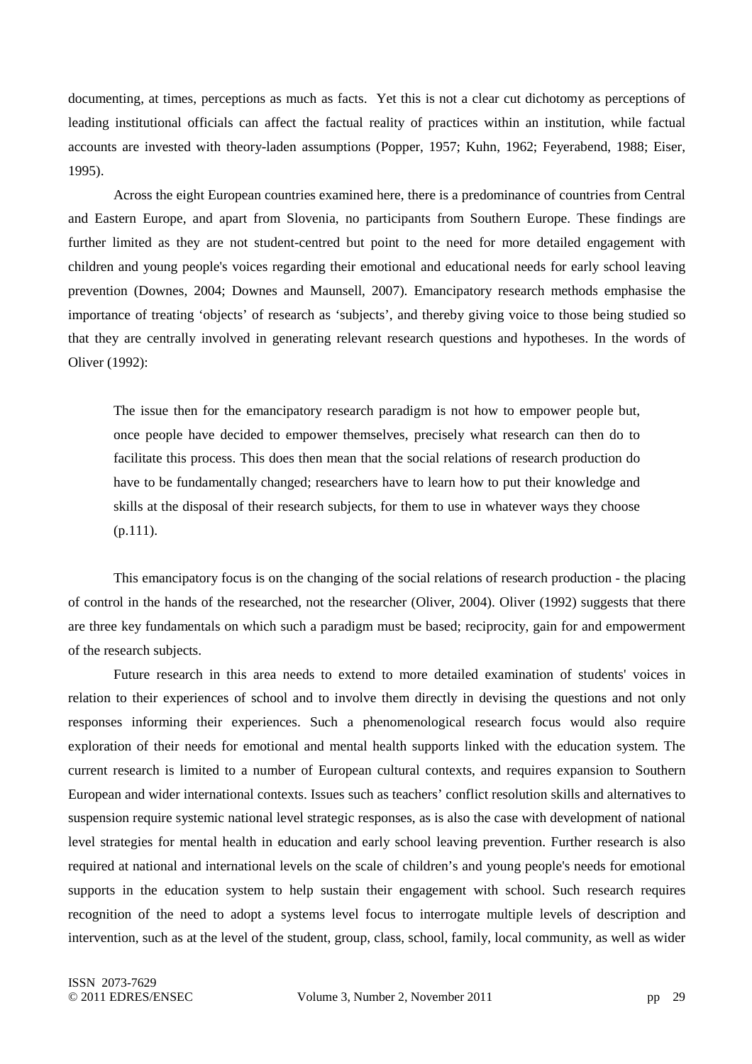documenting, at times, perceptions as much as facts. Yet this is not a clear cut dichotomy as perceptions of leading institutional officials can affect the factual reality of practices within an institution, while factual accounts are invested with theory-laden assumptions (Popper, 1957; Kuhn, 1962; Feyerabend, 1988; Eiser, 1995).

Across the eight European countries examined here, there is a predominance of countries from Central and Eastern Europe, and apart from Slovenia, no participants from Southern Europe. These findings are further limited as they are not student-centred but point to the need for more detailed engagement with children and young people's voices regarding their emotional and educational needs for early school leaving prevention (Downes, 2004; Downes and Maunsell, 2007). Emancipatory research methods emphasise the importance of treating 'objects' of research as 'subjects', and thereby giving voice to those being studied so that they are centrally involved in generating relevant research questions and hypotheses. In the words of Oliver (1992):

> The issue then for the emancipatory research paradigm is not how to empower people but, once people have decided to empower themselves, precisely what research can then do to facilitate this process. This does then mean that the social relations of research production do have to be fundamentally changed; researchers have to learn how to put their knowledge and skills at the disposal of their research subjects, for them to use in whatever ways they choose (p.111).

This emancipatory focus is on the changing of the social relations of research production - the placing of control in the hands of the researched, not the researcher (Oliver, 2004). Oliver (1992) suggests that there are three key fundamentals on which such a paradigm must be based; reciprocity, gain for and empowerment of the research subjects.

Future research in this area needs to extend to more detailed examination of students' voices in relation to their experiences of school and to involve them directly in devising the questions and not only responses informing their experiences. Such a phenomenological research focus would also require exploration of their needs for emotional and mental health supports linked with the education system. The current research is limited to a number of European cultural contexts, and requires expansion to Southern European and wider international contexts. Issues such as teachers' conflict resolution skills and alternatives to suspension require systemic national level strategic responses, as is also the case with development of national level strategies for mental health in education and early school leaving prevention. Further research is also required at national and international levels on the scale of children's and young people's needs for emotional supports in the education system to help sustain their engagement with school. Such research requires recognition of the need to adopt a systems level focus to interrogate multiple levels of description and intervention, such as at the level of the student, group, class, school, family, local community, as well as wider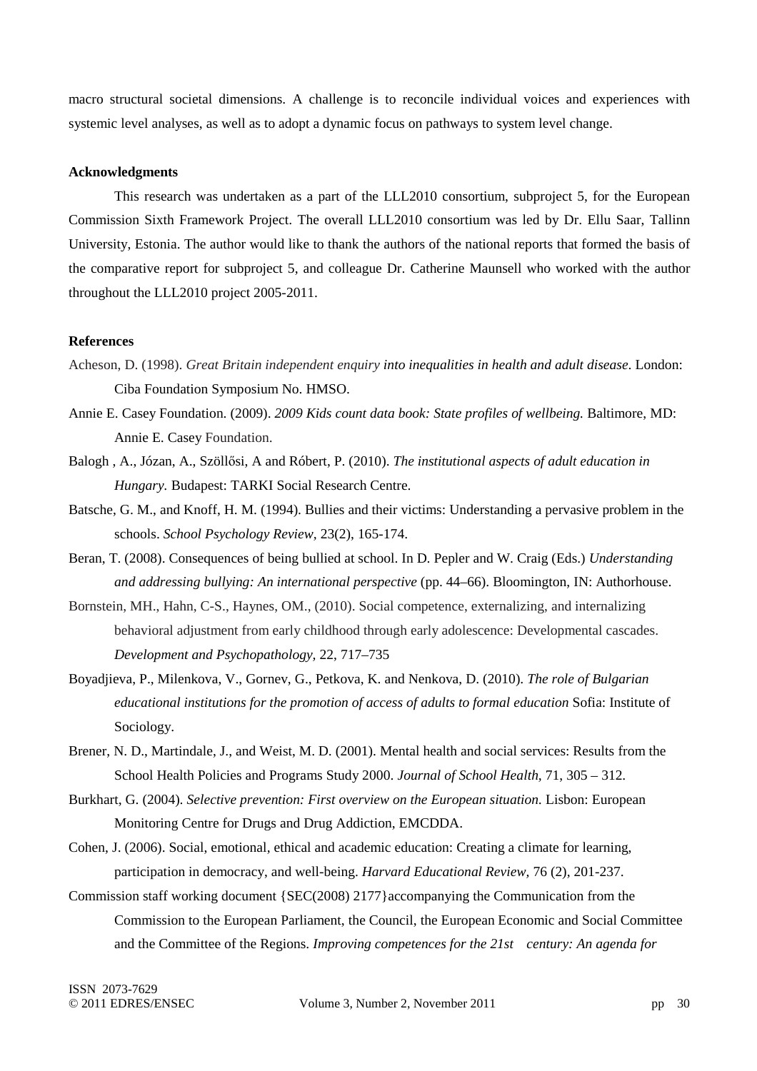macro structural societal dimensions. A challenge is to reconcile individual voices and experiences with systemic level analyses, as well as to adopt a dynamic focus on pathways to system level change.

**Acknowledgments**

This research was undertaken as a part of the LLL2010 consortium, subproject 5, for the European Commission Sixth Framework Project. The overall LLL2010 consortium was led by Dr. Ellu Saar, Tallinn University, Estonia. The author would like to thank the authors of the national reports that formed the basis of the comparative report for subproject 5, and colleague Dr. Catherine Maunsell who worked with the author throughout the LLL2010 project 2005-2011.

**References**

Acheson, D. (1998). *Great Britain independent enquiry into inequalities in health and adult disease*. London: Ciba Foundation Symposium No. HMSO.

Annie E. Casey Foundation. (2009). *2009 Kids count data book: State profiles of wellbeing.* Baltimore, MD: Annie E. Casey Foundation.

Balogh , A., Józan, A., Szöllősi, A and Róbert, P. (2010). *The institutional aspects of adult education in Hungary.* Budapest: TARKI Social Research Centre.

Batsche, G. M., and Knoff, H. M. (1994). Bullies and their victims: Understanding a pervasive problem in the schools. *School Psychology Review*, 23(2), 165-174.

Beran, T. (2008). Consequences of being bullied at school. In D. Pepler and W. Craig (Eds.) *Understanding and addressing bullying: An international perspective* (pp. 44–66). Bloomington, IN: Authorhouse.

Bornstein, MH., Hahn, C-S., Haynes, OM., (2010). Social competence, externalizing, and internalizing behavioral adjustment from early childhood through early adolescence: Developmental cascades. *Development and Psychopathology,* 22, 717–735

Boyadjieva, P., Milenkova, V., Gornev, G., Petkova, K. and Nenkova, D. (2010). *The role of Bulgarian educational institutions for the promotion of access of adults to formal education* Sofia: Institute of Sociology.

Brener, N. D., Martindale, J., and Weist, M. D. (2001). Mental health and social services: Results from the School Health Policies and Programs Study 2000. *Journal of School Health*, 71, 305 – 312.

Burkhart, G. (2004). *Selective prevention: First overview on the European situation.* Lisbon: European Monitoring Centre for Drugs and Drug Addiction, EMCDDA.

Cohen, J. (2006). Social, emotional, ethical and academic education: Creating a climate for learning, participation in democracy, and well-being. *Harvard Educational Review,* 76 (2), 201-237.

Commission staff working document {SEC(2008) 2177}accompanying the Communication from the Commission to the European Parliament, the Council, the European Economic and Social Committee and the Committee of the Regions. *Improving competences for the 21st century: An agenda for*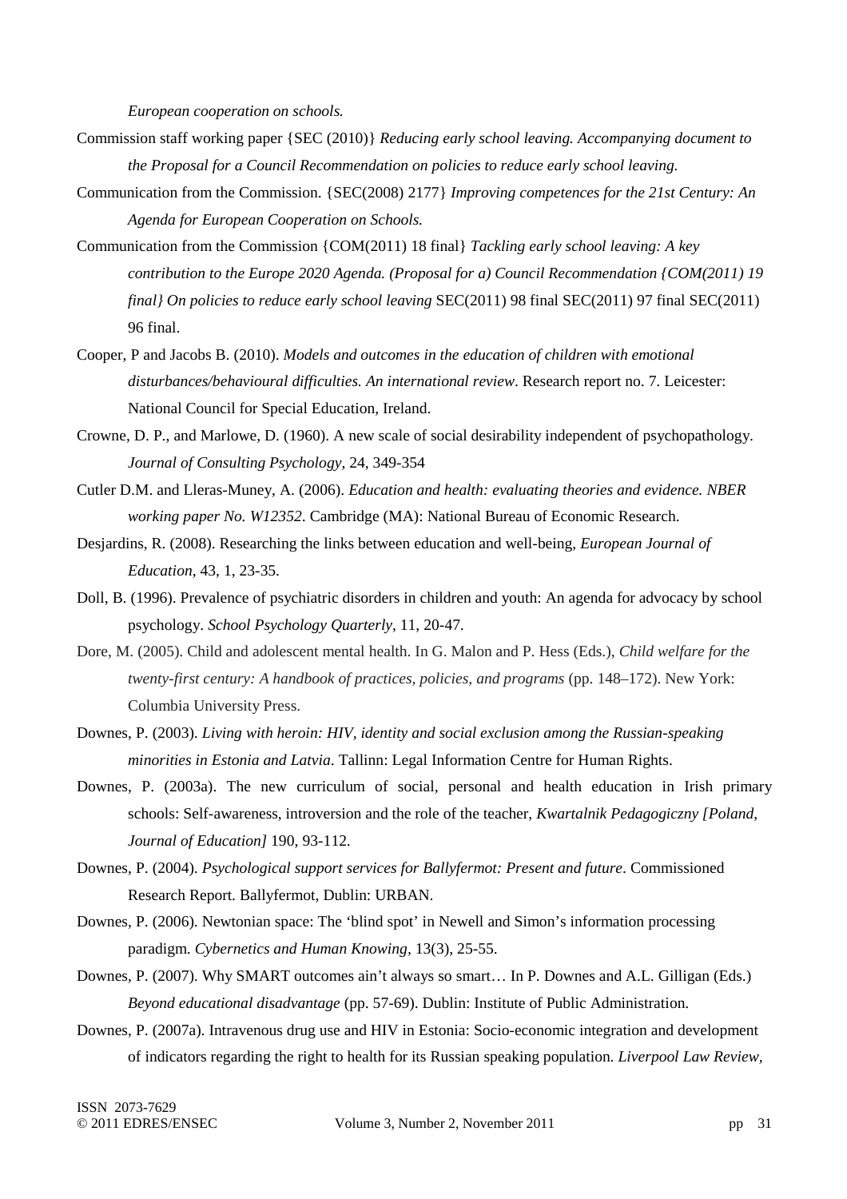*European cooperation on schools.*

Commission staff working paper {SEC (2010)} *Reducing early school leaving. Accompanying document to the Proposal for a Council Recommendation on policies to reduce early school leaving.*

Communication from the Commission. {SEC(2008) 2177} *Improving competences for the 21st Century: An Agenda for European Cooperation on Schools.*

Communication from the Commission {COM(2011) 18 final} *Tackling early school leaving: A key contribution to the Europe 2020 Agenda. (Proposal for a) Council Recommendation {COM(2011) 19 final} On policies to reduce early school leaving* SEC(2011) 98 final SEC(2011) 97 final SEC(2011) 96 final.

Cooper, P and Jacobs B. (2010). *Models and outcomes in the education of children with emotional disturbances/behavioural difficulties. An international review*. Research report no. 7. Leicester: National Council for Special Education, Ireland.

Crowne, D. P., and Marlowe, D. (1960). A new scale of social desirability independent of psychopathology. *Journal of Consulting Psychology*, 24, 349-354

Cutler D.M. and Lleras-Muney, A. (2006). *Education and health: evaluating theories and evidence. NBER working paper No. W12352*. Cambridge (MA): National Bureau of Economic Research.

Desjardins, R. (2008). Researching the links between education and well-being, *European Journal of Education*, 43, 1, 23-35.

Doll, B. (1996). Prevalence of psychiatric disorders in children and youth: An agenda for advocacy by school psychology. *School Psychology Quarterly*, 11, 20-47.

Dore, M. (2005). Child and adolescent mental health. In G. Malon and P. Hess (Eds.), *Child welfare for the twenty-first century: A handbook of practices, policies, and programs* (pp. 148–172). New York: Columbia University Press.

Downes, P. (2003). *Living with heroin: HIV, identity and social exclusion among the Russian-speaking minorities in Estonia and Latvia*. Tallinn: Legal Information Centre for Human Rights.

Downes, P. (2003a). The new curriculum of social, personal and health education in Irish primary schools: Self-awareness, introversion and the role of the teacher, *Kwartalnik Pedagogiczny [Poland, Journal of Education]* 190, 93-112.

Downes, P. (2004). *Psychological support services for Ballyfermot: Present and future*. Commissioned Research Report. Ballyfermot, Dublin: URBAN.

Downes, P. (2006). Newtonian space: The 'blind spot' in Newell and Simon's information processing paradigm. *Cybernetics and Human Knowing*, 13(3), 25-55.

Downes, P. (2007). Why SMART outcomes ain't always so smart… In P. Downes and A.L. Gilligan (Eds.) *Beyond educational disadvantage* (pp. 57-69). Dublin: Institute of Public Administration.

Downes, P. (2007a). Intravenous drug use and HIV in Estonia: Socio-economic integration and development of indicators regarding the right to health for its Russian speaking population. *Liverpool Law Review*,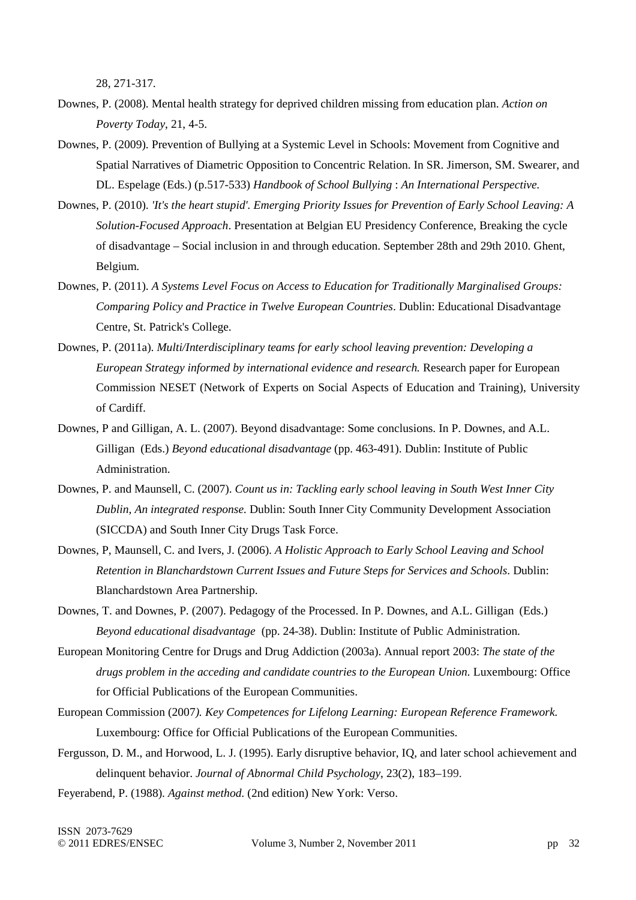28, 271-317.

Downes, P. (2008). Mental health strategy for deprived children missing from education plan. *Action on Poverty Today*, 21, 4-5.

Downes, P. (2009). Prevention of Bullying at a Systemic Level in Schools: Movement from Cognitive and Spatial Narratives of Diametric Opposition to Concentric Relation. In SR. Jimerson, SM. Swearer, and DL. Espelage (Eds.) (p.517-533) *Handbook of School Bullying* : *An International Perspective.*

Downes, P. (2010). *'It's the heart stupid'. Emerging Priority Issues for Prevention of Early School Leaving: A Solution-Focused Approach*. Presentation at Belgian EU Presidency Conference, Breaking the cycle of disadvantage – Social inclusion in and through education. September 28th and 29th 2010. Ghent, Belgium.

Downes, P. (2011). *A Systems Level Focus on Access to Education for Traditionally Marginalised Groups: Comparing Policy and Practice in Twelve European Countries*. Dublin: Educational Disadvantage Centre, St. Patrick's College.

Downes, P. (2011a). *Multi/Interdisciplinary teams for early school leaving prevention: Developing a European Strategy informed by international evidence and research.* Research paper for European Commission NESET (Network of Experts on Social Aspects of Education and Training), University of Cardiff.

Downes, P and Gilligan, A. L. (2007). Beyond disadvantage: Some conclusions. In P. Downes, and A.L. Gilligan (Eds.) *Beyond educational disadvantage* (pp. 463-491). Dublin: Institute of Public Administration.

Downes, P. and Maunsell, C. (2007). *Count us in: Tackling early school leaving in South West Inner City Dublin, An integrated response.* Dublin: South Inner City Community Development Association (SICCDA) and South Inner City Drugs Task Force.

Downes, P, Maunsell, C. and Ivers, J. (2006). *A Holistic Approach to Early School Leaving and School Retention in Blanchardstown Current Issues and Future Steps for Services and Schools*. Dublin: Blanchardstown Area Partnership.

Downes, T. and Downes, P. (2007). Pedagogy of the Processed. In P. Downes, and A.L. Gilligan (Eds.) *Beyond educational disadvantage* (pp. 24-38). Dublin: Institute of Public Administration.

European Monitoring Centre for Drugs and Drug Addiction (2003a). Annual report 2003: *The state of the drugs problem in the acceding and candidate countries to the European Union.* Luxembourg: Office for Official Publications of the European Communities.

European Commission (2007*). Key Competences for Lifelong Learning: European Reference Framework.* Luxembourg: Office for Official Publications of the European Communities.

Fergusson, D. M., and Horwood, L. J. (1995). Early disruptive behavior, IQ, and later school achievement and delinquent behavior. *Journal of Abnormal Child Psychology*, 23(2), 183–199.

Feyerabend, P. (1988). *Against method.* (2nd edition) New York: Verso.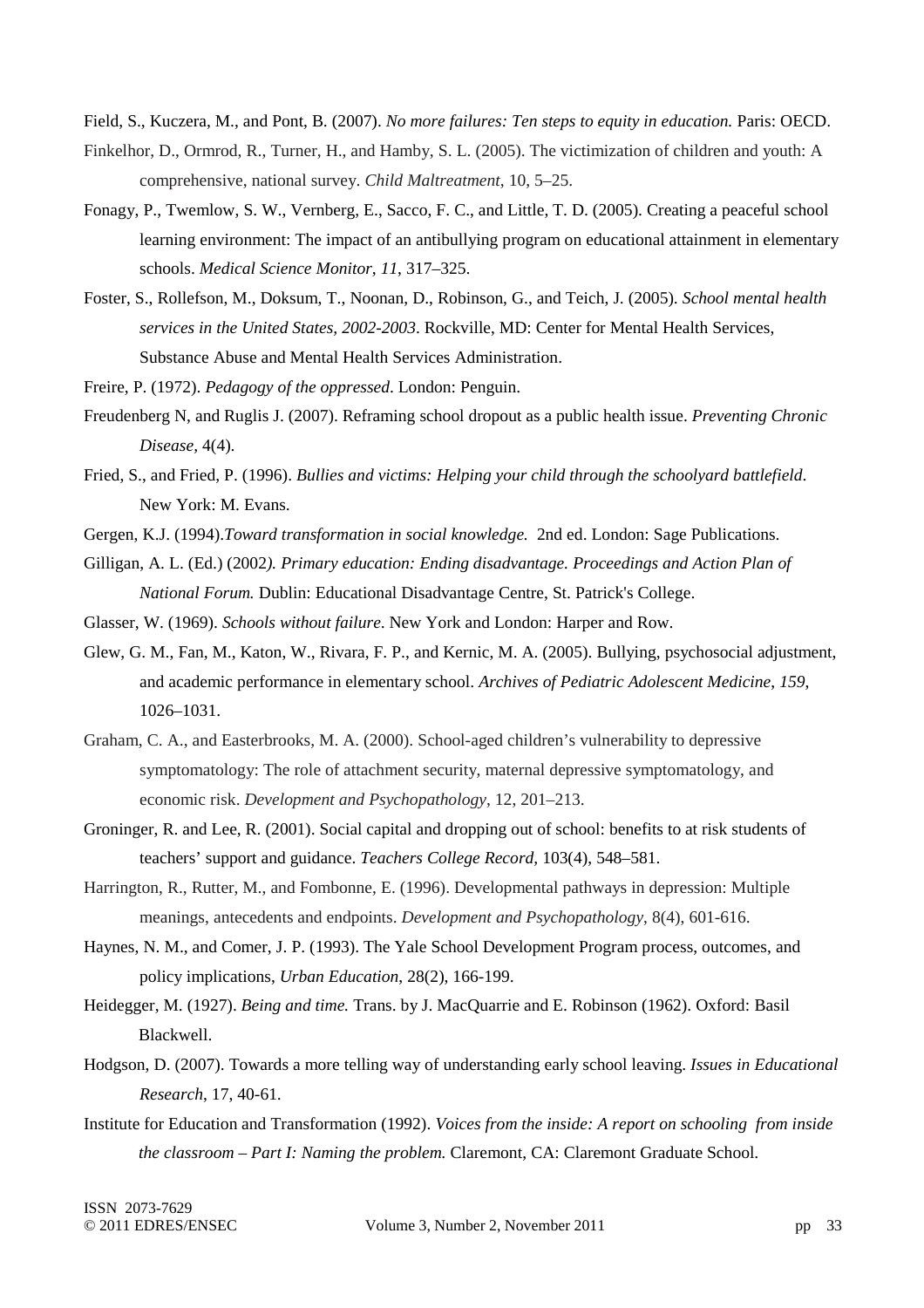Field, S., Kuczera, M., and Pont, B. (2007). *No more failures: Ten steps to equity in education.* Paris: OECD.

Finkelhor, D., Ormrod, R., Turner, H., and Hamby, S. L. (2005). The victimization of children and youth: A comprehensive, national survey. *Child Maltreatment*, 10, 5–25.

Fonagy, P., Twemlow, S. W., Vernberg, E., Sacco, F. C., and Little, T. D. (2005). Creating a peaceful school learning environment: The impact of an antibullying program on educational attainment in elementary schools. *Medical Science Monitor*, *11*, 317–325.

Foster, S., Rollefson, M., Doksum, T., Noonan, D., Robinson, G., and Teich, J. (2005). *School mental health services in the United States, 2002-2003*. Rockville, MD: Center for Mental Health Services, Substance Abuse and Mental Health Services Administration.

Freire, P. (1972). *Pedagogy of the oppressed*. London: Penguin.

Freudenberg N, and Ruglis J. (2007). Reframing school dropout as a public health issue. *Preventing Chronic Disease*, 4(4).

Fried, S., and Fried, P. (1996). *Bullies and victims: Helping your child through the schoolyard battlefield*. New York: M. Evans.

Gergen, K.J. (1994).*Toward transformation in social knowledge.* 2nd ed. London: Sage Publications.

Gilligan, A. L. (Ed.) (2002*). Primary education: Ending disadvantage. Proceedings and Action Plan of National Forum.* Dublin: Educational Disadvantage Centre, St. Patrick's College.

Glasser, W. (1969). *Schools without failure*. New York and London: Harper and Row.

Glew, G. M., Fan, M., Katon, W., Rivara, F. P., and Kernic, M. A. (2005). Bullying, psychosocial adjustment, and academic performance in elementary school. *Archives of Pediatric Adolescent Medicine*, *159*, 1026–1031.

Graham, C. A., and Easterbrooks, M. A. (2000). School-aged children's vulnerability to depressive symptomatology: The role of attachment security, maternal depressive symptomatology, and economic risk. *Development and Psychopathology*, 12, 201–213.

Groninger, R. and Lee, R. (2001). Social capital and dropping out of school: benefits to at risk students of teachers' support and guidance. *Teachers College Record*, 103(4), 548–581.

Harrington, R., Rutter, M., and Fombonne, E. (1996). Developmental pathways in depression: Multiple meanings, antecedents and endpoints. *Development and Psychopathology*, 8(4), 601-616.

Haynes, N. M., and Comer, J. P. (1993). The Yale School Development Program process, outcomes, and policy implications, *Urban Education*, 28(2), 166-199.

Heidegger, M. (1927). *Being and time.* Trans. by J. MacQuarrie and E. Robinson (1962). Oxford: Basil Blackwell.

Hodgson, D. (2007). Towards a more telling way of understanding early school leaving. *Issues in Educational Research*, 17, 40-61.

Institute for Education and Transformation (1992). *Voices from the inside: A report on schooling from inside the classroom – Part I: Naming the problem.* Claremont, CA: Claremont Graduate School.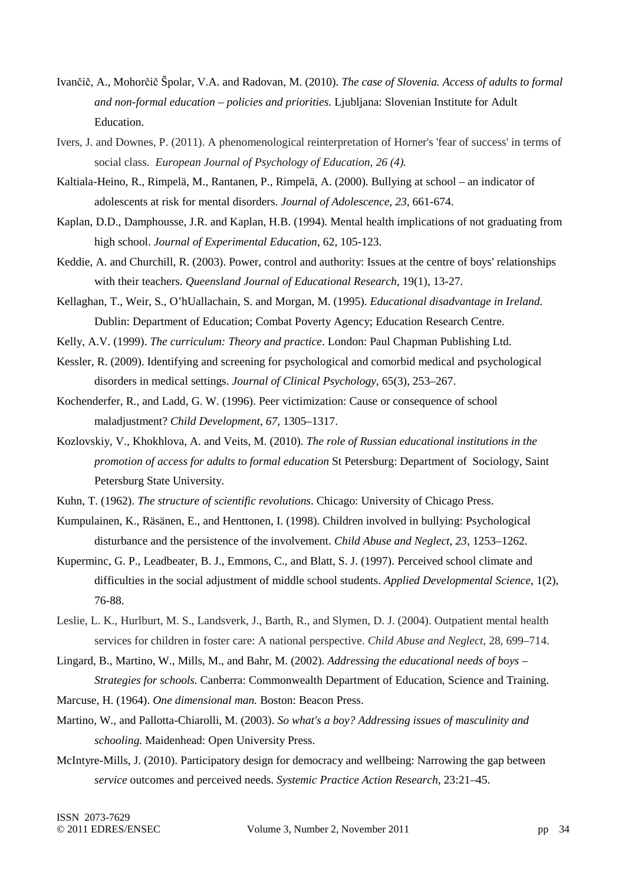Ivančič, A., Mohorčič Špolar, V.A. and Radovan, M. (2010). *The case of Slovenia. Access of adults to formal and non-formal education – policies and priorities.* Ljubljana: Slovenian Institute for Adult Education.

Ivers, J. and Downes, P. (2011). A phenomenological reinterpretation of Horner's 'fear of success' in terms of social class. *European Journal of Psychology of Education, 26 (4).*

Kaltiala-Heino, R., Rimpelä, M., Rantanen, P., Rimpelä, A. (2000). Bullying at school – an indicator of adolescents at risk for mental disorders. *Journal of Adolescence, 23*, 661-674.

Kaplan, D.D., Damphousse, J.R. and Kaplan, H.B. (1994). Mental health implications of not graduating from high school. *Journal of Experimental Education*, 62, 105-123.

Keddie, A. and Churchill, R. (2003). Power, control and authority: Issues at the centre of boys' relationships with their teachers. *Queensland Journal of Educational Research*, 19(1), 13-27.

Kellaghan, T., Weir, S., O'hUallachain, S. and Morgan, M. (1995). *Educational disadvantage in Ireland.* Dublin: Department of Education; Combat Poverty Agency; Education Research Centre.

Kelly, A.V. (1999). *The curriculum: Theory and practice*. London: Paul Chapman Publishing Ltd.

Kessler, R. (2009). Identifying and screening for psychological and comorbid medical and psychological disorders in medical settings. *Journal of Clinical Psychology*, 65(3), 253–267.

Kochenderfer, R., and Ladd, G. W. (1996). Peer victimization: Cause or consequence of school maladjustment? *Child Development*, *67*, 1305–1317.

Kozlovskiy, V., Khokhlova, A. and Veits, M. (2010). *The role of Russian educational institutions in the promotion of access for adults to formal education* St Petersburg: Department of Sociology, Saint Petersburg State University.

Kuhn, T. (1962). *The structure of scientific revolutions*. Chicago: University of Chicago Press.

Kumpulainen, K., Räsänen, E., and Henttonen, I. (1998). Children involved in bullying: Psychological disturbance and the persistence of the involvement. *Child Abuse and Neglect*, *23*, 1253–1262.

Kuperminc, G. P., Leadbeater, B. J., Emmons, C., and Blatt, S. J. (1997). Perceived school climate and difficulties in the social adjustment of middle school students. *Applied Developmental Science*, 1(2), 76-88.

Leslie, L. K., Hurlburt, M. S., Landsverk, J., Barth, R., and Slymen, D. J. (2004). Outpatient mental health services for children in foster care: A national perspective. *Child Abuse and Neglect*, 28, 699–714.

Lingard, B., Martino, W., Mills, M., and Bahr, M. (2002). *Addressing the educational needs of boys – Strategies for schools.* Canberra: Commonwealth Department of Education, Science and Training.

Marcuse, H. (1964). *One dimensional man.* Boston: Beacon Press.

Martino, W., and Pallotta-Chiarolli, M. (2003). *So what's a boy? Addressing issues of masculinity and schooling.* Maidenhead: Open University Press.

McIntyre-Mills, J. (2010). Participatory design for democracy and wellbeing: Narrowing the gap between *service* outcomes and perceived needs. *Systemic Practice Action Research*, 23:21–45.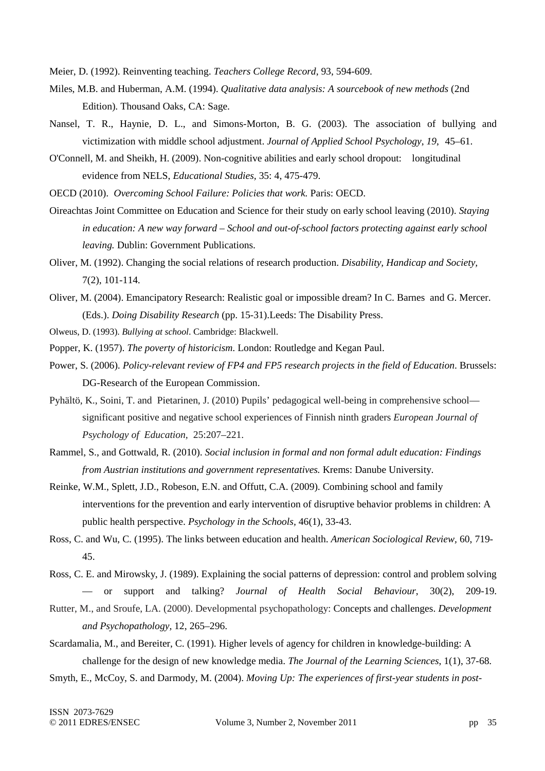Meier, D. (1992). Reinventing teaching. *Teachers College Record*, 93, 594-609.

Miles, M.B. and Huberman, A.M. (1994). *Qualitative data analysis: A sourcebook of new methods* (2nd Edition). Thousand Oaks, CA: Sage.

Nansel, T. R., Haynie, D. L., and Simons-Morton, B. G. (2003). The association of bullying and victimization with middle school adjustment. *Journal of Applied School Psychology*, *19*, 45–61.

O'Connell, M. and Sheikh, H. (2009). Non-cognitive abilities and early school dropout: longitudinal evidence from NELS, *Educational Studies*, 35: 4, 475-479.

OECD (2010). *Overcoming School Failure: Policies that work.* Paris: OECD.

Oireachtas Joint Committee on Education and Science for their study on early school leaving (2010). *Staying in education: A new way forward – School and out-of-school factors protecting against early school leaving.* Dublin: Government Publications.

Oliver, M. (1992). Changing the social relations of research production. *Disability, Handicap and Society*, 7(2), 101-114.

Oliver, M. (2004). Emancipatory Research: Realistic goal or impossible dream? In C. Barnes and G. Mercer. (Eds.). *Doing Disability Research* (pp. 15-31).Leeds: The Disability Press.

Olweus, D. (1993). *Bullying at school*. Cambridge: Blackwell.

Popper, K. (1957). *The poverty of historicism*. London: Routledge and Kegan Paul.

Power, S. (2006). *Policy-relevant review of FP4 and FP5 research projects in the field of Education*. Brussels: DG-Research of the European Commission.

Pyhältö, K., Soini, T. and Pietarinen, J. (2010) Pupils' pedagogical well-being in comprehensive school—significant positive and negative school experiences of Finnish ninth graders *European Journal of Psychology of Education*, 25:207–221.

Rammel, S., and Gottwald, R. (2010). *Social inclusion in formal and non formal adult education: Findings from Austrian institutions and government representatives.* Krems: Danube University.

Reinke, W.M., Splett, J.D., Robeson, E.N. and Offutt, C.A. (2009). Combining school and family interventions for the prevention and early intervention of disruptive behavior problems in children: A public health perspective. *Psychology in the Schools*, 46(1), 33-43.

Ross, C. and Wu, C. (1995). The links between education and health. *American Sociological Review*, 60, 719-45.

Ross, C. E. and Mirowsky, J. (1989). Explaining the social patterns of depression: control and problem solving — or support and talking? *Journal of Health Social Behaviour*, 30(2), 209-19.

Rutter, M., and Sroufe, LA. (2000). Developmental psychopathology: Concepts and challenges. *Development and Psychopathology*, 12, 265–296.

Scardamalia, M., and Bereiter, C. (1991). Higher levels of agency for children in knowledge-building: A challenge for the design of new knowledge media. *The Journal of the Learning Sciences*, 1(1), 37-68.

Smyth, E., McCoy, S. and Darmody, M. (2004). *Moving Up: The experiences of first-year students in post-*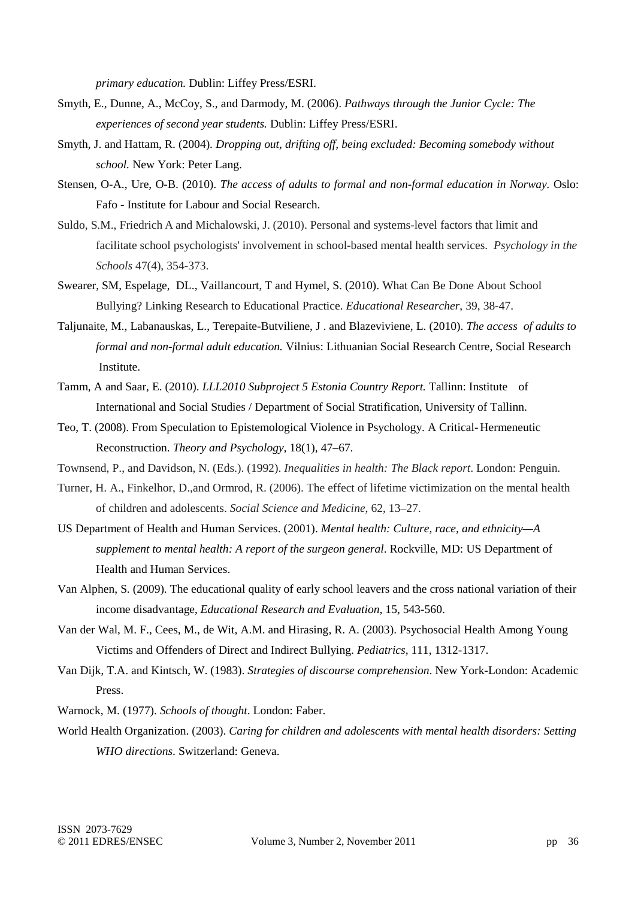*primary education.* Dublin: Liffey Press/ESRI.

Smyth, E., Dunne, A., McCoy, S., and Darmody, M. (2006). *Pathways through the Junior Cycle: The experiences of second year students.* Dublin: Liffey Press/ESRI.

Smyth, J. and Hattam, R. (2004). *Dropping out, drifting off, being excluded: Becoming somebody without school.* New York: Peter Lang.

Stensen, O-A., Ure, O-B. (2010). *The access of adults to formal and non-formal education in Norway.* Oslo: Fafo - Institute for Labour and Social Research.

Suldo, S.M., Friedrich A and Michalowski, J. (2010). Personal and systems-level factors that limit and facilitate school psychologists' involvement in school-based mental health services. *Psychology in the Schools* 47(4), 354-373.

Swearer, SM, Espelage, DL., Vaillancourt, T and Hymel, S. (2010). What Can Be Done About School Bullying? Linking Research to Educational Practice. *Educational Researcher*, 39, 38-47.

Taljunaite, M., Labanauskas, L., Terepaite-Butviliene, J . and Blazeviviene, L. (2010). *The access of adults to formal and non-formal adult education.* Vilnius: Lithuanian Social Research Centre, Social Research Institute.

Tamm, A and Saar, E. (2010). *LLL2010 Subproject 5 Estonia Country Report.* Tallinn: Institute of International and Social Studies / Department of Social Stratification, University of Tallinn.

Teo, T. (2008). From Speculation to Epistemological Violence in Psychology. A Critical-Hermeneutic Reconstruction. *Theory and Psychology*, 18(1), 47–67.

Townsend, P., and Davidson, N. (Eds.). (1992). *Inequalities in health: The Black report*. London: Penguin.

Turner, H. A., Finkelhor, D.,and Ormrod, R. (2006). The effect of lifetime victimization on the mental health of children and adolescents. *Social Science and Medicine*, 62, 13–27.

US Department of Health and Human Services. (2001). *Mental health: Culture, race, and ethnicity—A supplement to mental health: A report of the surgeon general*. Rockville, MD: US Department of Health and Human Services.

Van Alphen, S. (2009). The educational quality of early school leavers and the cross national variation of their income disadvantage, *Educational Research and Evaluation*, 15, 543-560.

Van der Wal, M. F., Cees, M., de Wit, A.M. and Hirasing, R. A. (2003). Psychosocial Health Among Young Victims and Offenders of Direct and Indirect Bullying. *Pediatrics*, 111, 1312-1317.

Van Dijk, T.A. and Kintsch, W. (1983). *Strategies of discourse comprehension*. New York-London: Academic Press.

Warnock, M. (1977). *Schools of thought*. London: Faber.

World Health Organization. (2003). *Caring for children and adolescents with mental health disorders: Setting WHO directions*. Switzerland: Geneva.